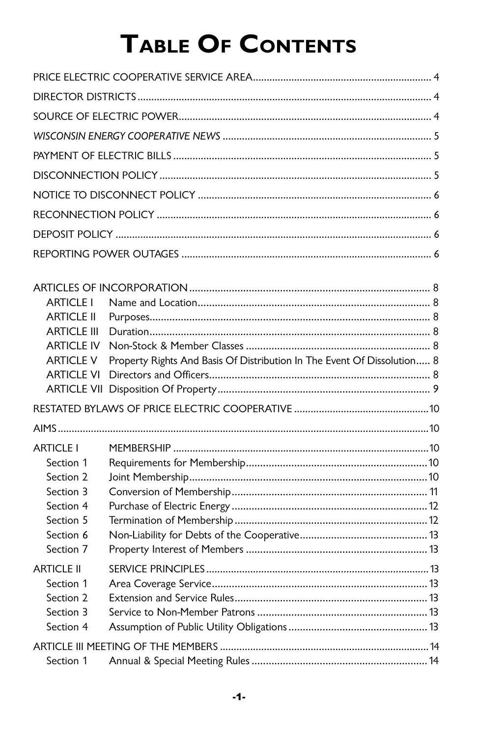# Table Of Contents

| | | |
|---|---|---|
| PRICE ELECTRIC COOPERATIVE SERVICE AREA | | 4 |
| DIRECTOR DISTRICTS | | 4 |
| SOURCE OF ELECTRIC POWER | | 4 |
| *WISCONSIN ENERGY COOPERATIVE NEWS* | | 5 |
| PAYMENT OF ELECTRIC BILLS | | 5 |
| DISCONNECTION POLICY | | 5 |
| NOTICE TO DISCONNECT POLICY | | 6 |
| RECONNECTION POLICY | | 6 |
| DEPOSIT POLICY | | 6 |
| REPORTING POWER OUTAGES | | 6 |
| ARTICLES OF INCORPORATION | | 8 |
| ARTICLE I | Name and Location | 8 |
| ARTICLE II | Purposes | 8 |
| ARTICLE III | Duration | 8 |
| ARTICLE IV | Non-Stock & Member Classes | 8 |
| ARTICLE V | Property Rights And Basis Of Distribution In The Event Of Dissolution | 8 |
| ARTICLE VI | Directors and Officers | 8 |
| ARTICLE VII | Disposition Of Property | 9 |
| RESTATED BYLAWS OF PRICE ELECTRIC COOPERATIVE | | 10 |
| AIMS | | 10 |
| ARTICLE I | MEMBERSHIP | 10 |
| Section 1 | Requirements for Membership | 10 |
| Section 2 | Joint Membership | 10 |
| Section 3 | Conversion of Membership | 11 |
| Section 4 | Purchase of Electric Energy | 12 |
| Section 5 | Termination of Membership | 12 |
| Section 6 | Non-Liability for Debts of the Cooperative | 13 |
| Section 7 | Property Interest of Members | 13 |
| ARTICLE II | SERVICE PRINCIPLES | 13 |
| Section 1 | Area Coverage Service | 13 |
| Section 2 | Extension and Service Rules | 13 |
| Section 3 | Service to Non-Member Patrons | 13 |
| Section 4 | Assumption of Public Utility Obligations | 13 |
| ARTICLE III | MEETING OF THE MEMBERS | 14 |
| Section 1 | Annual & Special Meeting Rules | 14 |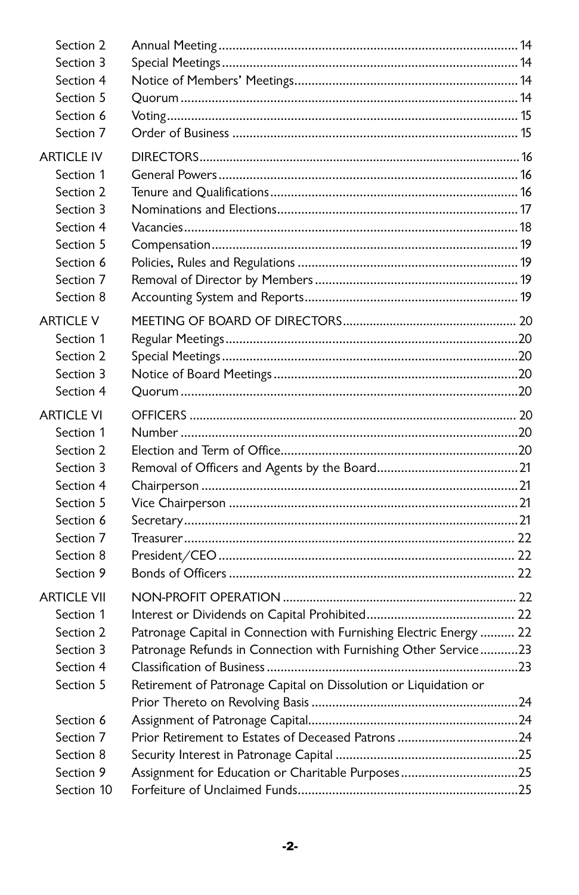| | | |
|---|---|---|
| Section 2 | Annual Meeting | 14 |
| Section 3 | Special Meetings | 14 |
| Section 4 | Notice of Members' Meetings | 14 |
| Section 5 | Quorum | 14 |
| Section 6 | Voting | 15 |
| Section 7 | Order of Business | 15 |
| ARTICLE IV | DIRECTORS | 16 |
| Section 1 | General Powers | 16 |
| Section 2 | Tenure and Qualifications | 16 |
| Section 3 | Nominations and Elections | 17 |
| Section 4 | Vacancies | 18 |
| Section 5 | Compensation | 19 |
| Section 6 | Policies, Rules and Regulations | 19 |
| Section 7 | Removal of Director by Members | 19 |
| Section 8 | Accounting System and Reports | 19 |
| ARTICLE V | MEETING OF BOARD OF DIRECTORS | 20 |
| Section 1 | Regular Meetings | 20 |
| Section 2 | Special Meetings | 20 |
| Section 3 | Notice of Board Meetings | 20 |
| Section 4 | Quorum | 20 |
| ARTICLE VI | OFFICERS | 20 |
| Section 1 | Number | 20 |
| Section 2 | Election and Term of Office | 20 |
| Section 3 | Removal of Officers and Agents by the Board | 21 |
| Section 4 | Chairperson | 21 |
| Section 5 | Vice Chairperson | 21 |
| Section 6 | Secretary | 21 |
| Section 7 | Treasurer | 22 |
| Section 8 | President/CEO | 22 |
| Section 9 | Bonds of Officers | 22 |
| ARTICLE VII | NON-PROFIT OPERATION | 22 |
| Section 1 | Interest or Dividends on Capital Prohibited | 22 |
| Section 2 | Patronage Capital in Connection with Furnishing Electric Energy | 22 |
| Section 3 | Patronage Refunds in Connection with Furnishing Other Service | 23 |
| Section 4 | Classification of Business | 23 |
| Section 5 | Retirement of Patronage Capital on Dissolution or Liquidation or Prior Thereto on Revolving Basis | 24 |
| Section 6 | Assignment of Patronage Capital | 24 |
| Section 7 | Prior Retirement to Estates of Deceased Patrons | 24 |
| Section 8 | Security Interest in Patronage Capital | 25 |
| Section 9 | Assignment for Education or Charitable Purposes | 25 |
| Section 10 | Forfeiture of Unclaimed Funds | 25 |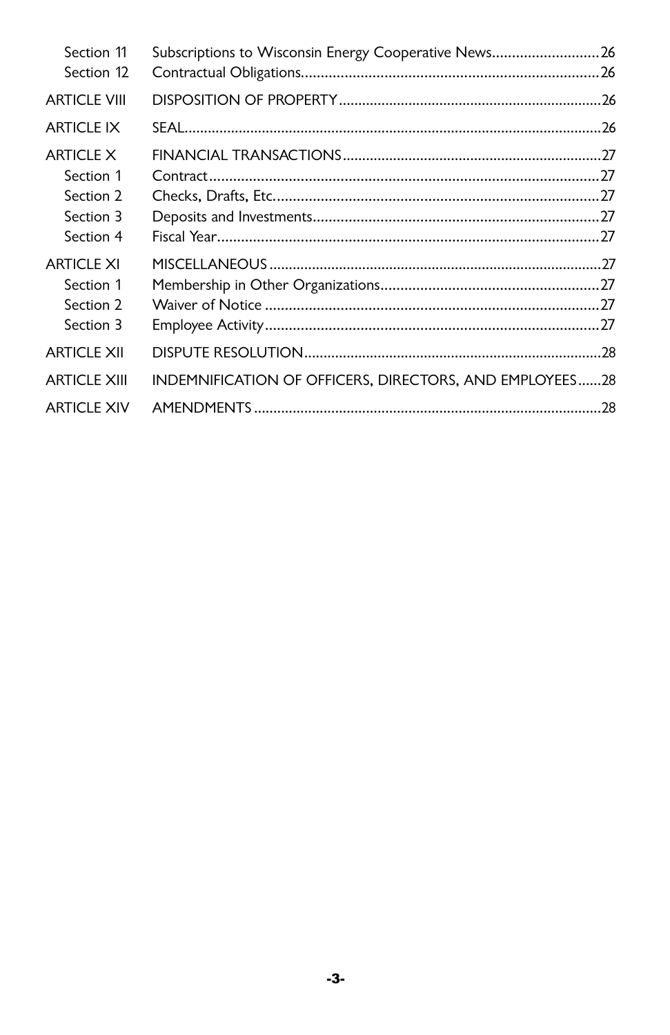| | | |
|---|---|---|
| Section 11 | Subscriptions to Wisconsin Energy Cooperative News | 26 |
| Section 12 | Contractual Obligations | 26 |
| ARTICLE VIII | DISPOSITION OF PROPERTY | 26 |
| ARTICLE IX | SEAL | 26 |
| ARTICLE X | FINANCIAL TRANSACTIONS | 27 |
| Section 1 | Contract | 27 |
| Section 2 | Checks, Drafts, Etc. | 27 |
| Section 3 | Deposits and Investments | 27 |
| Section 4 | Fiscal Year | 27 |
| ARTICLE XI | MISCELLANEOUS | 27 |
| Section 1 | Membership in Other Organizations | 27 |
| Section 2 | Waiver of Notice | 27 |
| Section 3 | Employee Activity | 27 |
| ARTICLE XII | DISPUTE RESOLUTION | 28 |
| ARTICLE XIII | INDEMNIFICATION OF OFFICERS, DIRECTORS, AND EMPLOYEES | 28 |
| ARTICLE XIV | AMENDMENTS | 28 |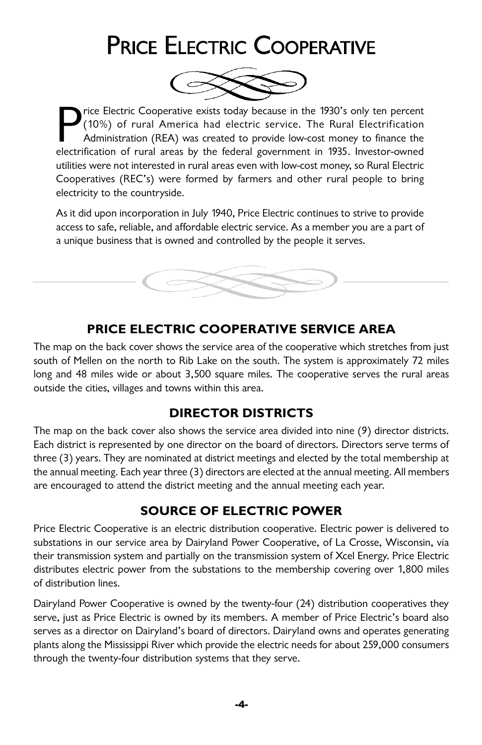# Price Electric Cooperative

Price Electric Cooperative exists today because in the 1930's only ten percent (10%) of rural America had electric service. The Rural Electrification Administration (REA) was created to provide low-cost money to finance the electrification of rural areas by the federal government in 1935. Investor-owned utilities were not interested in rural areas even with low-cost money, so Rural Electric Cooperatives (REC's) were formed by farmers and other rural people to bring electricity to the countryside.

As it did upon incorporation in July 1940, Price Electric continues to strive to provide access to safe, reliable, and affordable electric service. As a member you are a part of a unique business that is owned and controlled by the people it serves.

## PRICE ELECTRIC COOPERATIVE SERVICE AREA

The map on the back cover shows the service area of the cooperative which stretches from just south of Mellen on the north to Rib Lake on the south. The system is approximately 72 miles long and 48 miles wide or about 3,500 square miles. The cooperative serves the rural areas outside the cities, villages and towns within this area.

## DIRECTOR DISTRICTS

The map on the back cover also shows the service area divided into nine (9) director districts. Each district is represented by one director on the board of directors. Directors serve terms of three (3) years. They are nominated at district meetings and elected by the total membership at the annual meeting. Each year three (3) directors are elected at the annual meeting. All members are encouraged to attend the district meeting and the annual meeting each year.

## SOURCE OF ELECTRIC POWER

Price Electric Cooperative is an electric distribution cooperative. Electric power is delivered to substations in our service area by Dairyland Power Cooperative, of La Crosse, Wisconsin, via their transmission system and partially on the transmission system of Xcel Energy. Price Electric distributes electric power from the substations to the membership covering over 1,800 miles of distribution lines.

Dairyland Power Cooperative is owned by the twenty-four (24) distribution cooperatives they serve, just as Price Electric is owned by its members. A member of Price Electric's board also serves as a director on Dairyland's board of directors. Dairyland owns and operates generating plants along the Mississippi River which provide the electric needs for about 259,000 consumers through the twenty-four distribution systems that they serve.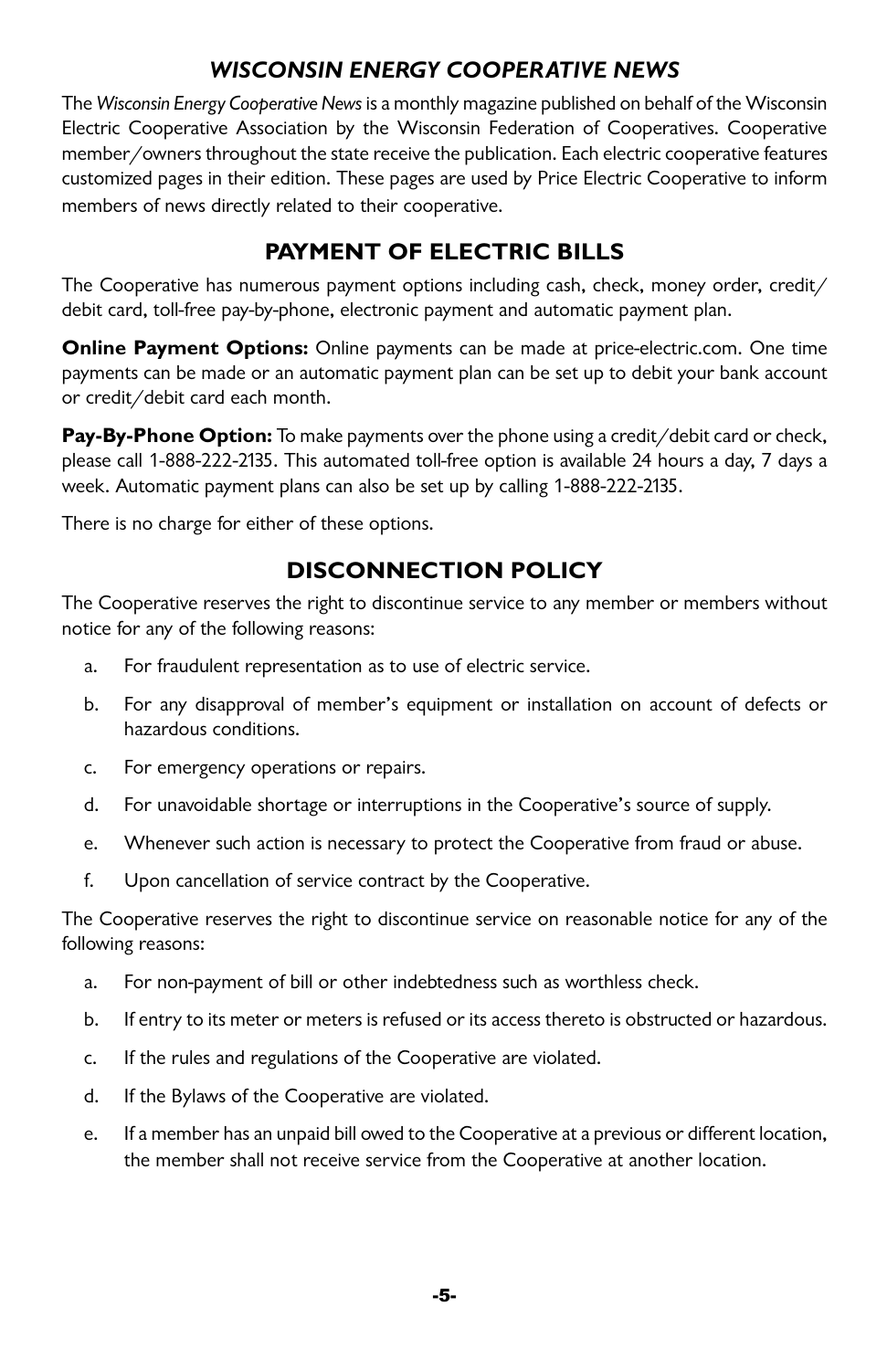## *WISCONSIN ENERGY COOPERATIVE NEWS*

The *Wisconsin Energy Cooperative News* is a monthly magazine published on behalf of the Wisconsin Electric Cooperative Association by the Wisconsin Federation of Cooperatives. Cooperative member/owners throughout the state receive the publication. Each electric cooperative features customized pages in their edition. These pages are used by Price Electric Cooperative to inform members of news directly related to their cooperative.

## PAYMENT OF ELECTRIC BILLS

The Cooperative has numerous payment options including cash, check, money order, credit/debit card, toll-free pay-by-phone, electronic payment and automatic payment plan.

**Online Payment Options:** Online payments can be made at price-electric.com. One time payments can be made or an automatic payment plan can be set up to debit your bank account or credit/debit card each month.

**Pay-By-Phone Option:** To make payments over the phone using a credit/debit card or check, please call 1-888-222-2135. This automated toll-free option is available 24 hours a day, 7 days a week. Automatic payment plans can also be set up by calling 1-888-222-2135.

There is no charge for either of these options.

## DISCONNECTION POLICY

The Cooperative reserves the right to discontinue service to any member or members without notice for any of the following reasons:

a. For fraudulent representation as to use of electric service.

b. For any disapproval of member's equipment or installation on account of defects or hazardous conditions.

c. For emergency operations or repairs.

d. For unavoidable shortage or interruptions in the Cooperative's source of supply.

e. Whenever such action is necessary to protect the Cooperative from fraud or abuse.

f. Upon cancellation of service contract by the Cooperative.

The Cooperative reserves the right to discontinue service on reasonable notice for any of the following reasons:

a. For non-payment of bill or other indebtedness such as worthless check.

b. If entry to its meter or meters is refused or its access thereto is obstructed or hazardous.

c. If the rules and regulations of the Cooperative are violated.

d. If the Bylaws of the Cooperative are violated.

e. If a member has an unpaid bill owed to the Cooperative at a previous or different location, the member shall not receive service from the Cooperative at another location.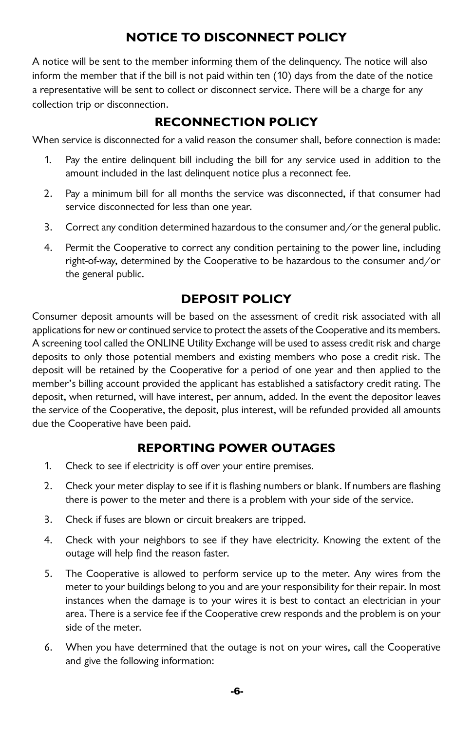## NOTICE TO DISCONNECT POLICY

A notice will be sent to the member informing them of the delinquency. The notice will also inform the member that if the bill is not paid within ten (10) days from the date of the notice a representative will be sent to collect or disconnect service. There will be a charge for any collection trip or disconnection.

## RECONNECTION POLICY

When service is disconnected for a valid reason the consumer shall, before connection is made:

1. Pay the entire delinquent bill including the bill for any service used in addition to the amount included in the last delinquent notice plus a reconnect fee.
2. Pay a minimum bill for all months the service was disconnected, if that consumer had service disconnected for less than one year.
3. Correct any condition determined hazardous to the consumer and/or the general public.
4. Permit the Cooperative to correct any condition pertaining to the power line, including right-of-way, determined by the Cooperative to be hazardous to the consumer and/or the general public.

## DEPOSIT POLICY

Consumer deposit amounts will be based on the assessment of credit risk associated with all applications for new or continued service to protect the assets of the Cooperative and its members. A screening tool called the ONLINE Utility Exchange will be used to assess credit risk and charge deposits to only those potential members and existing members who pose a credit risk. The deposit will be retained by the Cooperative for a period of one year and then applied to the member's billing account provided the applicant has established a satisfactory credit rating. The deposit, when returned, will have interest, per annum, added. In the event the depositor leaves the service of the Cooperative, the deposit, plus interest, will be refunded provided all amounts due the Cooperative have been paid.

## REPORTING POWER OUTAGES

1. Check to see if electricity is off over your entire premises.
2. Check your meter display to see if it is flashing numbers or blank. If numbers are flashing there is power to the meter and there is a problem with your side of the service.
3. Check if fuses are blown or circuit breakers are tripped.
4. Check with your neighbors to see if they have electricity. Knowing the extent of the outage will help find the reason faster.
5. The Cooperative is allowed to perform service up to the meter. Any wires from the meter to your buildings belong to you and are your responsibility for their repair. In most instances when the damage is to your wires it is best to contact an electrician in your area. There is a service fee if the Cooperative crew responds and the problem is on your side of the meter.
6. When you have determined that the outage is not on your wires, call the Cooperative and give the following information: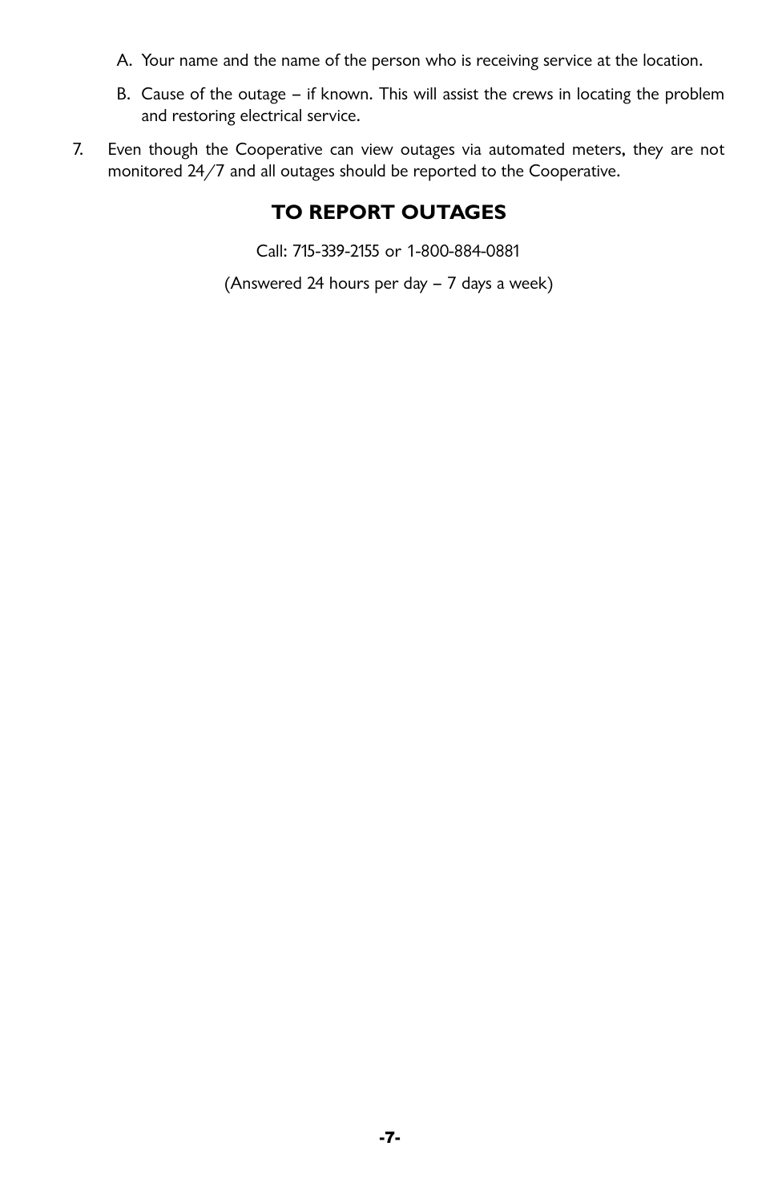A. Your name and the name of the person who is receiving service at the location.

   B. Cause of the outage – if known. This will assist the crews in locating the problem and restoring electrical service.

7. Even though the Cooperative can view outages via automated meters, they are not monitored 24/7 and all outages should be reported to the Cooperative.

## TO REPORT OUTAGES

Call: 715-339-2155 or 1-800-884-0881

(Answered 24 hours per day – 7 days a week)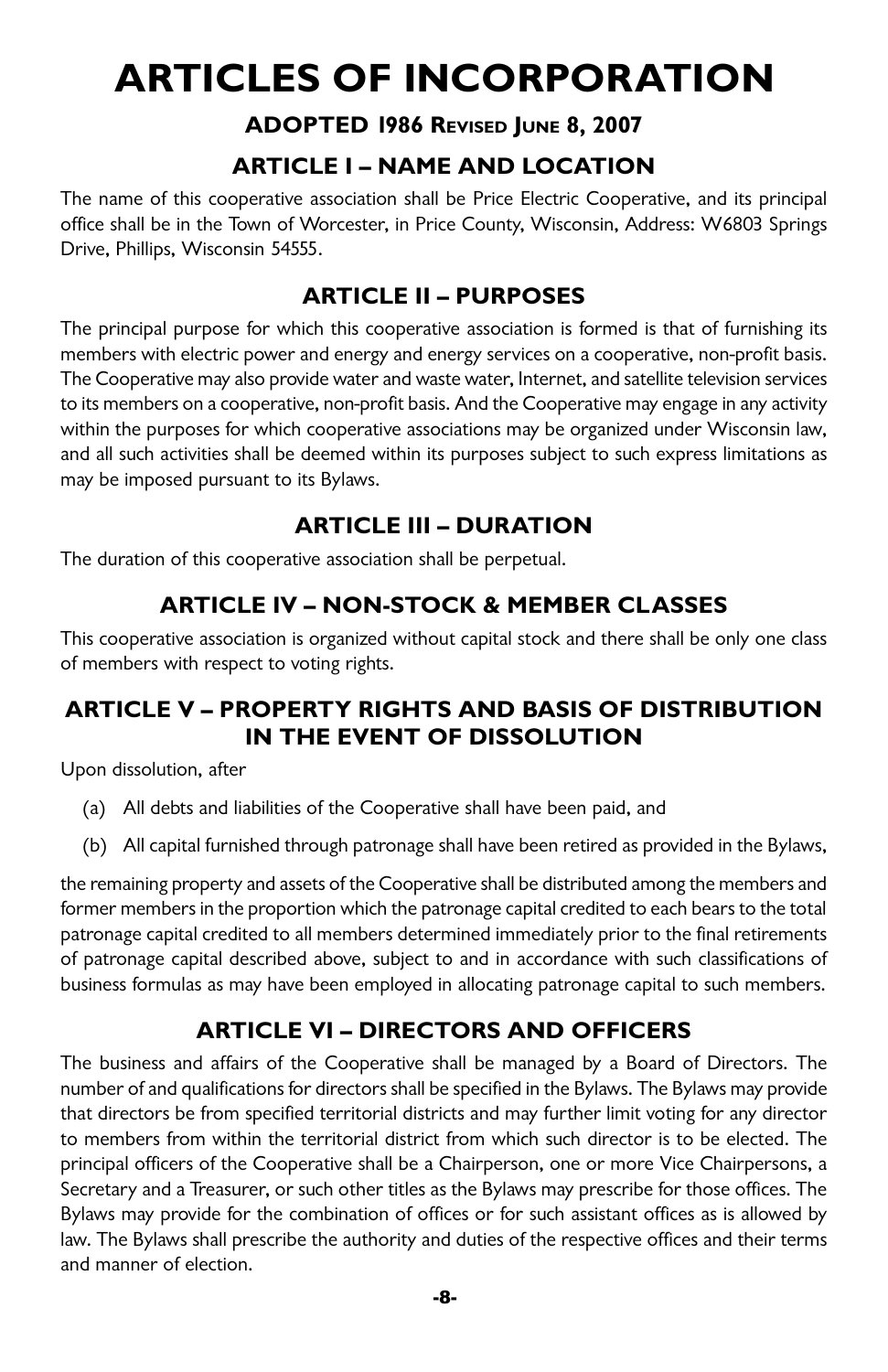# ARTICLES OF INCORPORATION

### ADOPTED 1986 REVISED JUNE 8, 2007

## ARTICLE I – NAME AND LOCATION

The name of this cooperative association shall be Price Electric Cooperative, and its principal office shall be in the Town of Worcester, in Price County, Wisconsin, Address: W6803 Springs Drive, Phillips, Wisconsin 54555.

## ARTICLE II – PURPOSES

The principal purpose for which this cooperative association is formed is that of furnishing its members with electric power and energy and energy services on a cooperative, non-profit basis. The Cooperative may also provide water and waste water, Internet, and satellite television services to its members on a cooperative, non-profit basis. And the Cooperative may engage in any activity within the purposes for which cooperative associations may be organized under Wisconsin law, and all such activities shall be deemed within its purposes subject to such express limitations as may be imposed pursuant to its Bylaws.

## ARTICLE III – DURATION

The duration of this cooperative association shall be perpetual.

## ARTICLE IV – NON-STOCK & MEMBER CLASSES

This cooperative association is organized without capital stock and there shall be only one class of members with respect to voting rights.

## ARTICLE V – PROPERTY RIGHTS AND BASIS OF DISTRIBUTION IN THE EVENT OF DISSOLUTION

Upon dissolution, after

(a) All debts and liabilities of the Cooperative shall have been paid, and

(b) All capital furnished through patronage shall have been retired as provided in the Bylaws,

the remaining property and assets of the Cooperative shall be distributed among the members and former members in the proportion which the patronage capital credited to each bears to the total patronage capital credited to all members determined immediately prior to the final retirements of patronage capital described above, subject to and in accordance with such classifications of business formulas as may have been employed in allocating patronage capital to such members.

## ARTICLE VI – DIRECTORS AND OFFICERS

The business and affairs of the Cooperative shall be managed by a Board of Directors. The number of and qualifications for directors shall be specified in the Bylaws. The Bylaws may provide that directors be from specified territorial districts and may further limit voting for any director to members from within the territorial district from which such director is to be elected. The principal officers of the Cooperative shall be a Chairperson, one or more Vice Chairpersons, a Secretary and a Treasurer, or such other titles as the Bylaws may prescribe for those offices. The Bylaws may provide for the combination of offices or for such assistant offices as is allowed by law. The Bylaws shall prescribe the authority and duties of the respective offices and their terms and manner of election.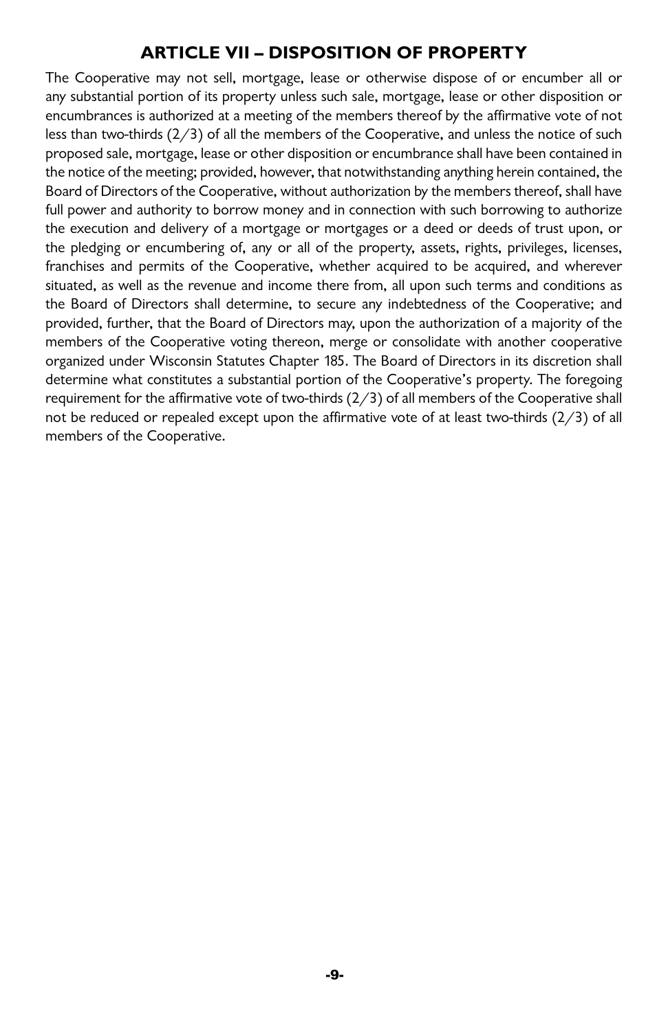## ARTICLE VII – DISPOSITION OF PROPERTY

The Cooperative may not sell, mortgage, lease or otherwise dispose of or encumber all or any substantial portion of its property unless such sale, mortgage, lease or other disposition or encumbrances is authorized at a meeting of the members thereof by the affirmative vote of not less than two-thirds (2/3) of all the members of the Cooperative, and unless the notice of such proposed sale, mortgage, lease or other disposition or encumbrance shall have been contained in the notice of the meeting; provided, however, that notwithstanding anything herein contained, the Board of Directors of the Cooperative, without authorization by the members thereof, shall have full power and authority to borrow money and in connection with such borrowing to authorize the execution and delivery of a mortgage or mortgages or a deed or deeds of trust upon, or the pledging or encumbering of, any or all of the property, assets, rights, privileges, licenses, franchises and permits of the Cooperative, whether acquired to be acquired, and wherever situated, as well as the revenue and income there from, all upon such terms and conditions as the Board of Directors shall determine, to secure any indebtedness of the Cooperative; and provided, further, that the Board of Directors may, upon the authorization of a majority of the members of the Cooperative voting thereon, merge or consolidate with another cooperative organized under Wisconsin Statutes Chapter 185. The Board of Directors in its discretion shall determine what constitutes a substantial portion of the Cooperative's property. The foregoing requirement for the affirmative vote of two-thirds (2/3) of all members of the Cooperative shall not be reduced or repealed except upon the affirmative vote of at least two-thirds (2/3) of all members of the Cooperative.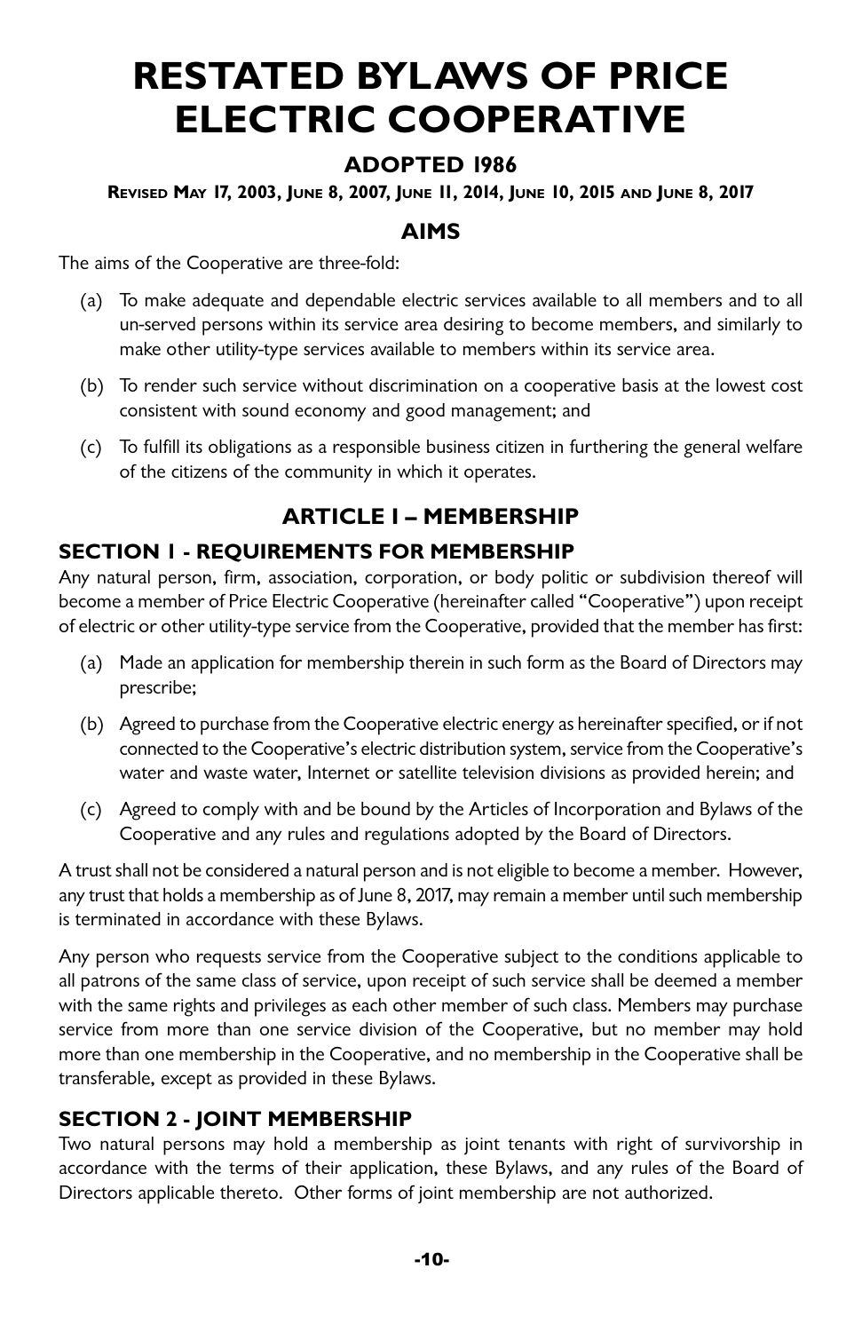# RESTATED BYLAWS OF PRICE ELECTRIC COOPERATIVE

### ADOPTED 1986

**Revised May 17, 2003, June 8, 2007, June 11, 2014, June 10, 2015 and June 8, 2017**

### AIMS

The aims of the Cooperative are three-fold:

(a) To make adequate and dependable electric services available to all members and to all un-served persons within its service area desiring to become members, and similarly to make other utility-type services available to members within its service area.

(b) To render such service without discrimination on a cooperative basis at the lowest cost consistent with sound economy and good management; and

(c) To fulfill its obligations as a responsible business citizen in furthering the general welfare of the citizens of the community in which it operates.

## ARTICLE I – MEMBERSHIP

### SECTION 1 - REQUIREMENTS FOR MEMBERSHIP

Any natural person, firm, association, corporation, or body politic or subdivision thereof will become a member of Price Electric Cooperative (hereinafter called "Cooperative") upon receipt of electric or other utility-type service from the Cooperative, provided that the member has first:

(a) Made an application for membership therein in such form as the Board of Directors may prescribe;

(b) Agreed to purchase from the Cooperative electric energy as hereinafter specified, or if not connected to the Cooperative's electric distribution system, service from the Cooperative's water and waste water, Internet or satellite television divisions as provided herein; and

(c) Agreed to comply with and be bound by the Articles of Incorporation and Bylaws of the Cooperative and any rules and regulations adopted by the Board of Directors.

A trust shall not be considered a natural person and is not eligible to become a member. However, any trust that holds a membership as of June 8, 2017, may remain a member until such membership is terminated in accordance with these Bylaws.

Any person who requests service from the Cooperative subject to the conditions applicable to all patrons of the same class of service, upon receipt of such service shall be deemed a member with the same rights and privileges as each other member of such class. Members may purchase service from more than one service division of the Cooperative, but no member may hold more than one membership in the Cooperative, and no membership in the Cooperative shall be transferable, except as provided in these Bylaws.

### SECTION 2 - JOINT MEMBERSHIP

Two natural persons may hold a membership as joint tenants with right of survivorship in accordance with the terms of their application, these Bylaws, and any rules of the Board of Directors applicable thereto. Other forms of joint membership are not authorized.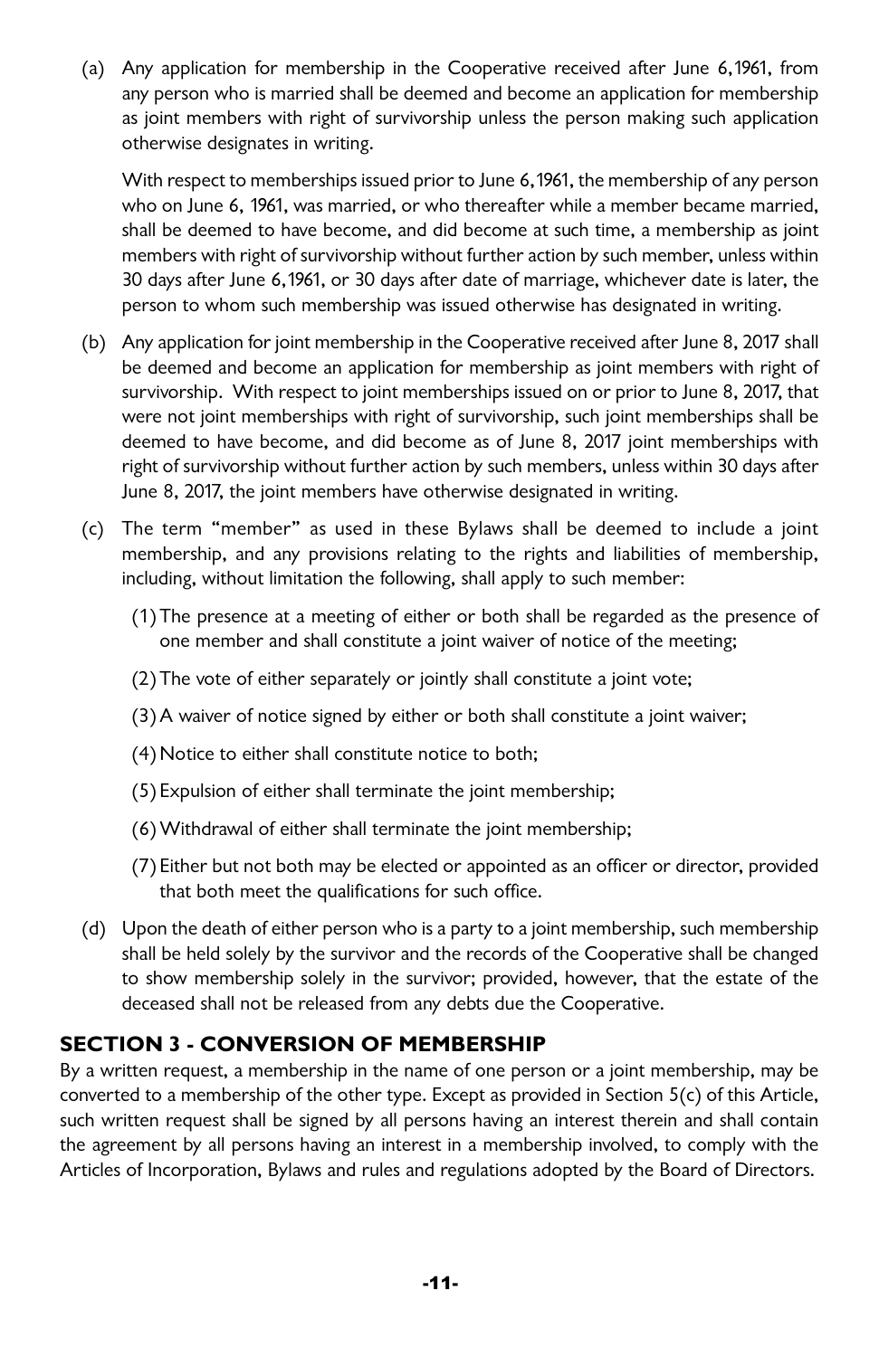(a) Any application for membership in the Cooperative received after June 6,1961, from any person who is married shall be deemed and become an application for membership as joint members with right of survivorship unless the person making such application otherwise designates in writing.

With respect to memberships issued prior to June 6,1961, the membership of any person who on June 6, 1961, was married, or who thereafter while a member became married, shall be deemed to have become, and did become at such time, a membership as joint members with right of survivorship without further action by such member, unless within 30 days after June 6,1961, or 30 days after date of marriage, whichever date is later, the person to whom such membership was issued otherwise has designated in writing.

(b) Any application for joint membership in the Cooperative received after June 8, 2017 shall be deemed and become an application for membership as joint members with right of survivorship. With respect to joint memberships issued on or prior to June 8, 2017, that were not joint memberships with right of survivorship, such joint memberships shall be deemed to have become, and did become as of June 8, 2017 joint memberships with right of survivorship without further action by such members, unless within 30 days after June 8, 2017, the joint members have otherwise designated in writing.

(c) The term "member" as used in these Bylaws shall be deemed to include a joint membership, and any provisions relating to the rights and liabilities of membership, including, without limitation the following, shall apply to such member:

(1) The presence at a meeting of either or both shall be regarded as the presence of one member and shall constitute a joint waiver of notice of the meeting;

(2) The vote of either separately or jointly shall constitute a joint vote;

(3) A waiver of notice signed by either or both shall constitute a joint waiver;

(4) Notice to either shall constitute notice to both;

(5) Expulsion of either shall terminate the joint membership;

(6) Withdrawal of either shall terminate the joint membership;

(7) Either but not both may be elected or appointed as an officer or director, provided that both meet the qualifications for such office.

(d) Upon the death of either person who is a party to a joint membership, such membership shall be held solely by the survivor and the records of the Cooperative shall be changed to show membership solely in the survivor; provided, however, that the estate of the deceased shall not be released from any debts due the Cooperative.

## SECTION 3 - CONVERSION OF MEMBERSHIP

By a written request, a membership in the name of one person or a joint membership, may be converted to a membership of the other type. Except as provided in Section 5(c) of this Article, such written request shall be signed by all persons having an interest therein and shall contain the agreement by all persons having an interest in a membership involved, to comply with the Articles of Incorporation, Bylaws and rules and regulations adopted by the Board of Directors.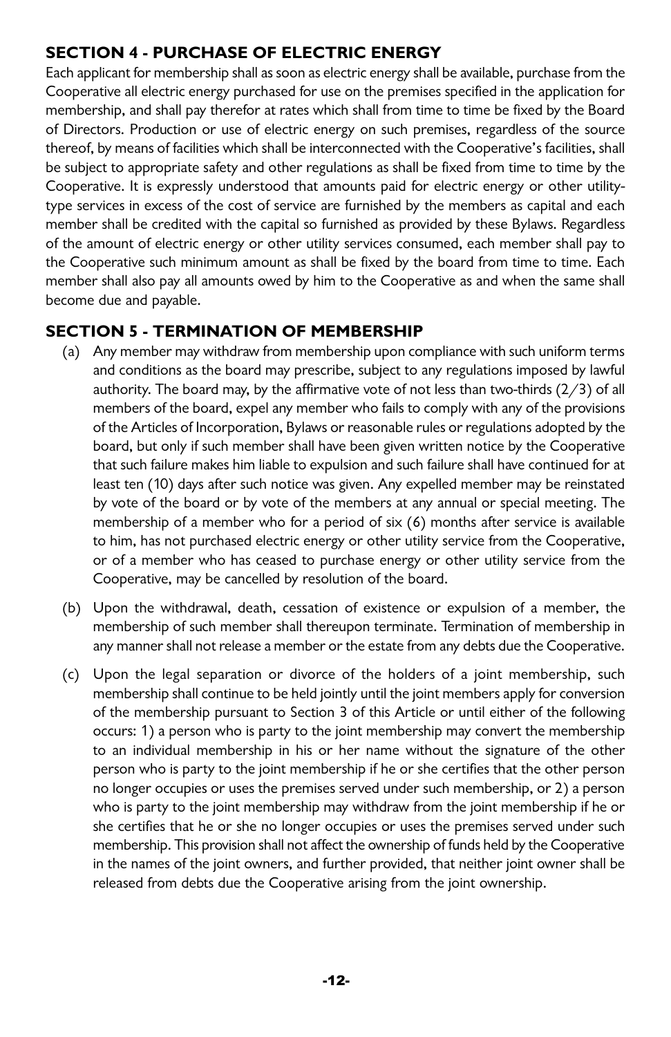## SECTION 4 - PURCHASE OF ELECTRIC ENERGY

Each applicant for membership shall as soon as electric energy shall be available, purchase from the Cooperative all electric energy purchased for use on the premises specified in the application for membership, and shall pay therefor at rates which shall from time to time be fixed by the Board of Directors. Production or use of electric energy on such premises, regardless of the source thereof, by means of facilities which shall be interconnected with the Cooperative's facilities, shall be subject to appropriate safety and other regulations as shall be fixed from time to time by the Cooperative. It is expressly understood that amounts paid for electric energy or other utility-type services in excess of the cost of service are furnished by the members as capital and each member shall be credited with the capital so furnished as provided by these Bylaws. Regardless of the amount of electric energy or other utility services consumed, each member shall pay to the Cooperative such minimum amount as shall be fixed by the board from time to time. Each member shall also pay all amounts owed by him to the Cooperative as and when the same shall become due and payable.

## SECTION 5 - TERMINATION OF MEMBERSHIP

(a) Any member may withdraw from membership upon compliance with such uniform terms and conditions as the board may prescribe, subject to any regulations imposed by lawful authority. The board may, by the affirmative vote of not less than two-thirds (2/3) of all members of the board, expel any member who fails to comply with any of the provisions of the Articles of Incorporation, Bylaws or reasonable rules or regulations adopted by the board, but only if such member shall have been given written notice by the Cooperative that such failure makes him liable to expulsion and such failure shall have continued for at least ten (10) days after such notice was given. Any expelled member may be reinstated by vote of the board or by vote of the members at any annual or special meeting. The membership of a member who for a period of six (6) months after service is available to him, has not purchased electric energy or other utility service from the Cooperative, or of a member who has ceased to purchase energy or other utility service from the Cooperative, may be cancelled by resolution of the board.

(b) Upon the withdrawal, death, cessation of existence or expulsion of a member, the membership of such member shall thereupon terminate. Termination of membership in any manner shall not release a member or the estate from any debts due the Cooperative.

(c) Upon the legal separation or divorce of the holders of a joint membership, such membership shall continue to be held jointly until the joint members apply for conversion of the membership pursuant to Section 3 of this Article or until either of the following occurs: 1) a person who is party to the joint membership may convert the membership to an individual membership in his or her name without the signature of the other person who is party to the joint membership if he or she certifies that the other person no longer occupies or uses the premises served under such membership, or 2) a person who is party to the joint membership may withdraw from the joint membership if he or she certifies that he or she no longer occupies or uses the premises served under such membership. This provision shall not affect the ownership of funds held by the Cooperative in the names of the joint owners, and further provided, that neither joint owner shall be released from debts due the Cooperative arising from the joint ownership.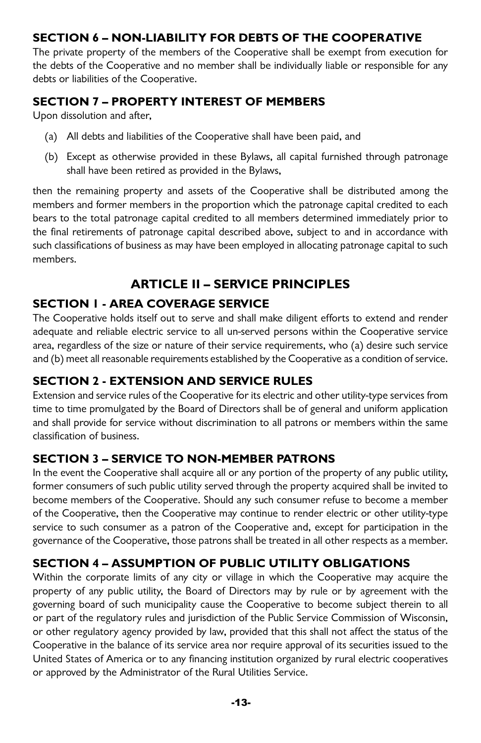### SECTION 6 – NON-LIABILITY FOR DEBTS OF THE COOPERATIVE

The private property of the members of the Cooperative shall be exempt from execution for the debts of the Cooperative and no member shall be individually liable or responsible for any debts or liabilities of the Cooperative.

### SECTION 7 – PROPERTY INTEREST OF MEMBERS

Upon dissolution and after,

(a) All debts and liabilities of the Cooperative shall have been paid, and

(b) Except as otherwise provided in these Bylaws, all capital furnished through patronage shall have been retired as provided in the Bylaws,

then the remaining property and assets of the Cooperative shall be distributed among the members and former members in the proportion which the patronage capital credited to each bears to the total patronage capital credited to all members determined immediately prior to the final retirements of patronage capital described above, subject to and in accordance with such classifications of business as may have been employed in allocating patronage capital to such members.

## ARTICLE II – SERVICE PRINCIPLES

### SECTION 1 - AREA COVERAGE SERVICE

The Cooperative holds itself out to serve and shall make diligent efforts to extend and render adequate and reliable electric service to all un-served persons within the Cooperative service area, regardless of the size or nature of their service requirements, who (a) desire such service and (b) meet all reasonable requirements established by the Cooperative as a condition of service.

### SECTION 2 - EXTENSION AND SERVICE RULES

Extension and service rules of the Cooperative for its electric and other utility-type services from time to time promulgated by the Board of Directors shall be of general and uniform application and shall provide for service without discrimination to all patrons or members within the same classification of business.

### SECTION 3 – SERVICE TO NON-MEMBER PATRONS

In the event the Cooperative shall acquire all or any portion of the property of any public utility, former consumers of such public utility served through the property acquired shall be invited to become members of the Cooperative. Should any such consumer refuse to become a member of the Cooperative, then the Cooperative may continue to render electric or other utility-type service to such consumer as a patron of the Cooperative and, except for participation in the governance of the Cooperative, those patrons shall be treated in all other respects as a member.

### SECTION 4 – ASSUMPTION OF PUBLIC UTILITY OBLIGATIONS

Within the corporate limits of any city or village in which the Cooperative may acquire the property of any public utility, the Board of Directors may by rule or by agreement with the governing board of such municipality cause the Cooperative to become subject therein to all or part of the regulatory rules and jurisdiction of the Public Service Commission of Wisconsin, or other regulatory agency provided by law, provided that this shall not affect the status of the Cooperative in the balance of its service area nor require approval of its securities issued to the United States of America or to any financing institution organized by rural electric cooperatives or approved by the Administrator of the Rural Utilities Service.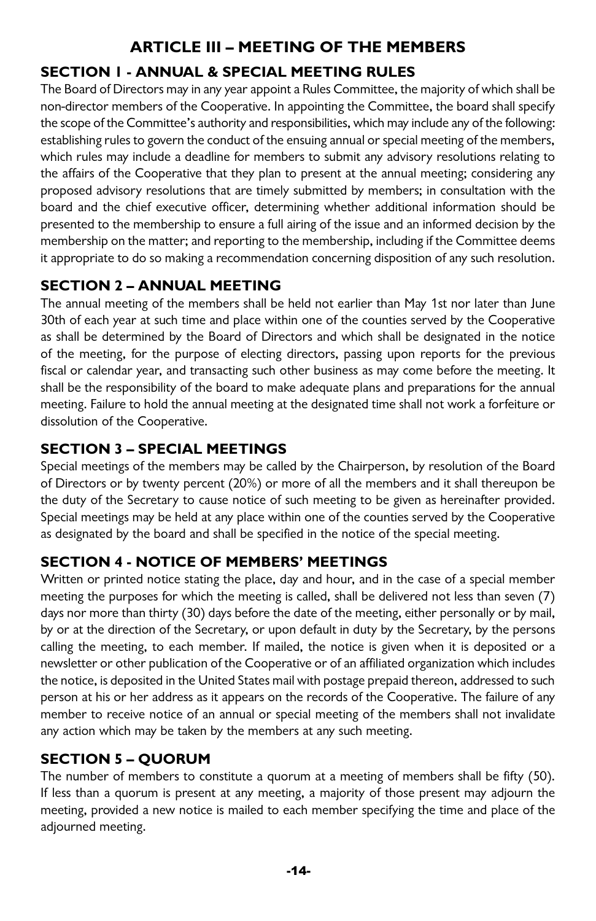# ARTICLE III – MEETING OF THE MEMBERS

## SECTION 1 - ANNUAL & SPECIAL MEETING RULES

The Board of Directors may in any year appoint a Rules Committee, the majority of which shall be non-director members of the Cooperative. In appointing the Committee, the board shall specify the scope of the Committee's authority and responsibilities, which may include any of the following: establishing rules to govern the conduct of the ensuing annual or special meeting of the members, which rules may include a deadline for members to submit any advisory resolutions relating to the affairs of the Cooperative that they plan to present at the annual meeting; considering any proposed advisory resolutions that are timely submitted by members; in consultation with the board and the chief executive officer, determining whether additional information should be presented to the membership to ensure a full airing of the issue and an informed decision by the membership on the matter; and reporting to the membership, including if the Committee deems it appropriate to do so making a recommendation concerning disposition of any such resolution.

## SECTION 2 – ANNUAL MEETING

The annual meeting of the members shall be held not earlier than May 1st nor later than June 30th of each year at such time and place within one of the counties served by the Cooperative as shall be determined by the Board of Directors and which shall be designated in the notice of the meeting, for the purpose of electing directors, passing upon reports for the previous fiscal or calendar year, and transacting such other business as may come before the meeting. It shall be the responsibility of the board to make adequate plans and preparations for the annual meeting. Failure to hold the annual meeting at the designated time shall not work a forfeiture or dissolution of the Cooperative.

## SECTION 3 – SPECIAL MEETINGS

Special meetings of the members may be called by the Chairperson, by resolution of the Board of Directors or by twenty percent (20%) or more of all the members and it shall thereupon be the duty of the Secretary to cause notice of such meeting to be given as hereinafter provided. Special meetings may be held at any place within one of the counties served by the Cooperative as designated by the board and shall be specified in the notice of the special meeting.

## SECTION 4 - NOTICE OF MEMBERS' MEETINGS

Written or printed notice stating the place, day and hour, and in the case of a special member meeting the purposes for which the meeting is called, shall be delivered not less than seven (7) days nor more than thirty (30) days before the date of the meeting, either personally or by mail, by or at the direction of the Secretary, or upon default in duty by the Secretary, by the persons calling the meeting, to each member. If mailed, the notice is given when it is deposited or a newsletter or other publication of the Cooperative or of an affiliated organization which includes the notice, is deposited in the United States mail with postage prepaid thereon, addressed to such person at his or her address as it appears on the records of the Cooperative. The failure of any member to receive notice of an annual or special meeting of the members shall not invalidate any action which may be taken by the members at any such meeting.

## SECTION 5 – QUORUM

The number of members to constitute a quorum at a meeting of members shall be fifty (50). If less than a quorum is present at any meeting, a majority of those present may adjourn the meeting, provided a new notice is mailed to each member specifying the time and place of the adjourned meeting.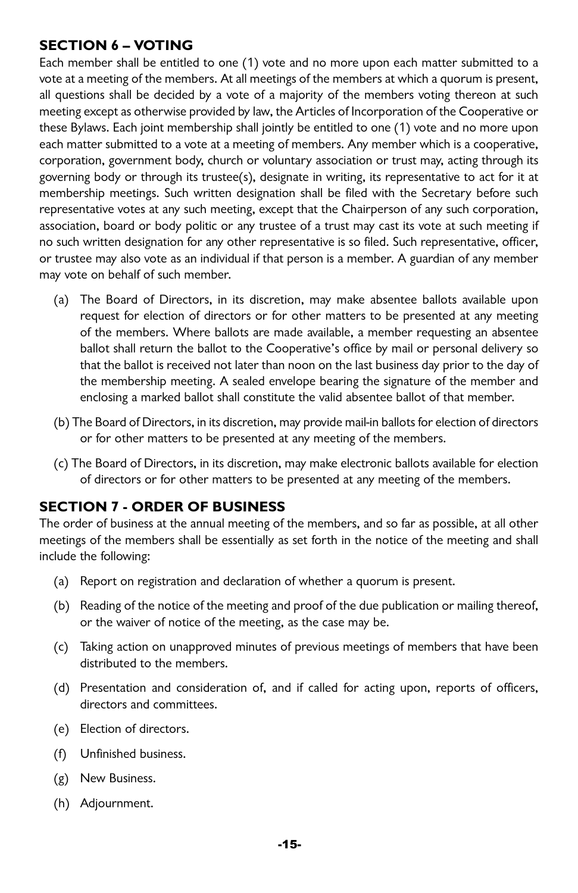## SECTION 6 – VOTING

Each member shall be entitled to one (1) vote and no more upon each matter submitted to a vote at a meeting of the members. At all meetings of the members at which a quorum is present, all questions shall be decided by a vote of a majority of the members voting thereon at such meeting except as otherwise provided by law, the Articles of Incorporation of the Cooperative or these Bylaws. Each joint membership shall jointly be entitled to one (1) vote and no more upon each matter submitted to a vote at a meeting of members. Any member which is a cooperative, corporation, government body, church or voluntary association or trust may, acting through its governing body or through its trustee(s), designate in writing, its representative to act for it at membership meetings. Such written designation shall be filed with the Secretary before such representative votes at any such meeting, except that the Chairperson of any such corporation, association, board or body politic or any trustee of a trust may cast its vote at such meeting if no such written designation for any other representative is so filed. Such representative, officer, or trustee may also vote as an individual if that person is a member. A guardian of any member may vote on behalf of such member.

(a) The Board of Directors, in its discretion, may make absentee ballots available upon request for election of directors or for other matters to be presented at any meeting of the members. Where ballots are made available, a member requesting an absentee ballot shall return the ballot to the Cooperative's office by mail or personal delivery so that the ballot is received not later than noon on the last business day prior to the day of the membership meeting. A sealed envelope bearing the signature of the member and enclosing a marked ballot shall constitute the valid absentee ballot of that member.

(b) The Board of Directors, in its discretion, may provide mail-in ballots for election of directors or for other matters to be presented at any meeting of the members.

(c) The Board of Directors, in its discretion, may make electronic ballots available for election of directors or for other matters to be presented at any meeting of the members.

## SECTION 7 - ORDER OF BUSINESS

The order of business at the annual meeting of the members, and so far as possible, at all other meetings of the members shall be essentially as set forth in the notice of the meeting and shall include the following:

(a) Report on registration and declaration of whether a quorum is present.

(b) Reading of the notice of the meeting and proof of the due publication or mailing thereof, or the waiver of notice of the meeting, as the case may be.

(c) Taking action on unapproved minutes of previous meetings of members that have been distributed to the members.

(d) Presentation and consideration of, and if called for acting upon, reports of officers, directors and committees.

(e) Election of directors.

(f) Unfinished business.

(g) New Business.

(h) Adjournment.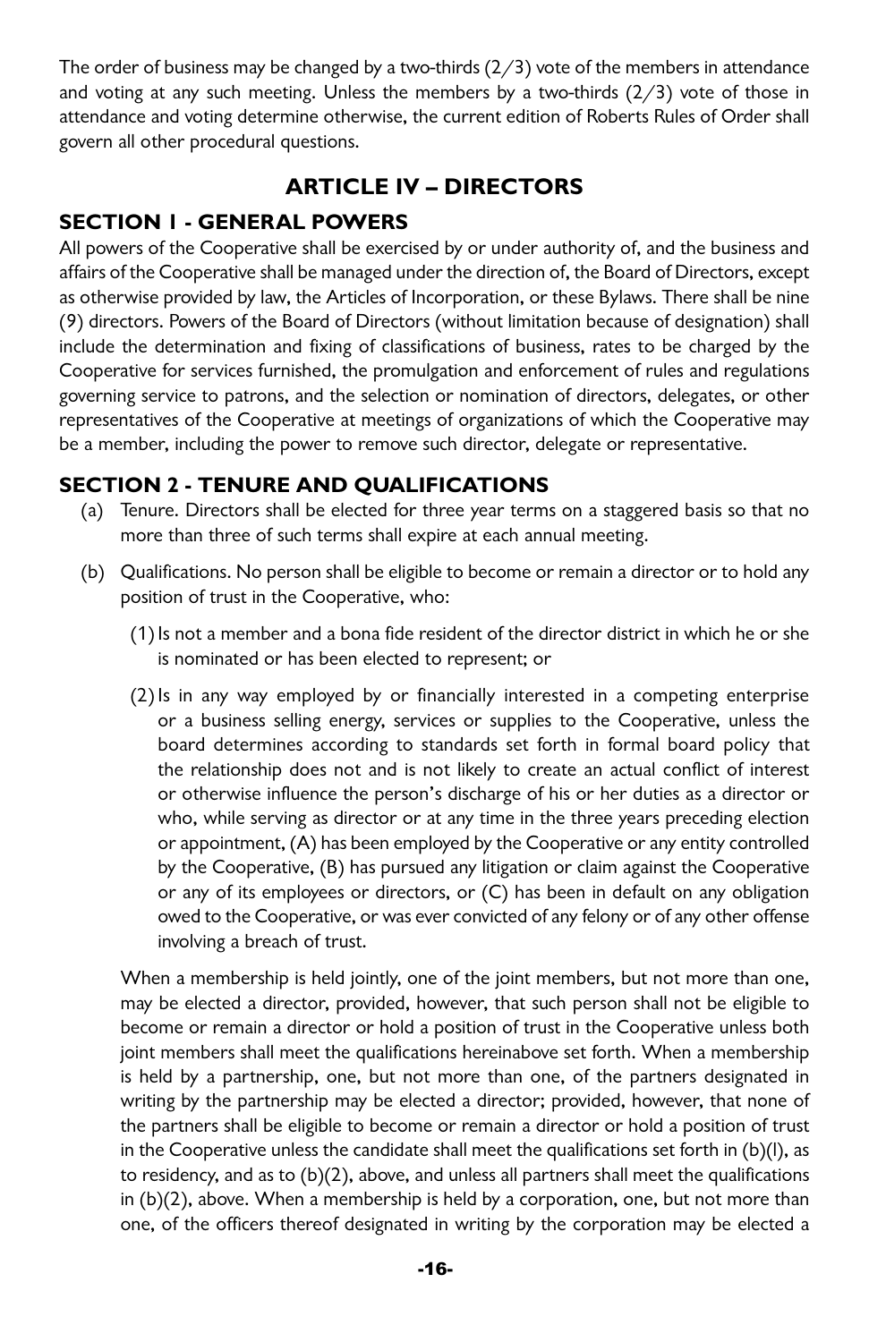The order of business may be changed by a two-thirds (2/3) vote of the members in attendance and voting at any such meeting. Unless the members by a two-thirds (2/3) vote of those in attendance and voting determine otherwise, the current edition of Roberts Rules of Order shall govern all other procedural questions.

## ARTICLE IV – DIRECTORS

### SECTION 1 - GENERAL POWERS

All powers of the Cooperative shall be exercised by or under authority of, and the business and affairs of the Cooperative shall be managed under the direction of, the Board of Directors, except as otherwise provided by law, the Articles of Incorporation, or these Bylaws. There shall be nine (9) directors. Powers of the Board of Directors (without limitation because of designation) shall include the determination and fixing of classifications of business, rates to be charged by the Cooperative for services furnished, the promulgation and enforcement of rules and regulations governing service to patrons, and the selection or nomination of directors, delegates, or other representatives of the Cooperative at meetings of organizations of which the Cooperative may be a member, including the power to remove such director, delegate or representative.

### SECTION 2 - TENURE AND QUALIFICATIONS

(a) Tenure. Directors shall be elected for three year terms on a staggered basis so that no more than three of such terms shall expire at each annual meeting.

(b) Qualifications. No person shall be eligible to become or remain a director or to hold any position of trust in the Cooperative, who:

(1) Is not a member and a bona fide resident of the director district in which he or she is nominated or has been elected to represent; or

(2) Is in any way employed by or financially interested in a competing enterprise or a business selling energy, services or supplies to the Cooperative, unless the board determines according to standards set forth in formal board policy that the relationship does not and is not likely to create an actual conflict of interest or otherwise influence the person's discharge of his or her duties as a director or who, while serving as director or at any time in the three years preceding election or appointment, (A) has been employed by the Cooperative or any entity controlled by the Cooperative, (B) has pursued any litigation or claim against the Cooperative or any of its employees or directors, or (C) has been in default on any obligation owed to the Cooperative, or was ever convicted of any felony or of any other offense involving a breach of trust.

When a membership is held jointly, one of the joint members, but not more than one, may be elected a director, provided, however, that such person shall not be eligible to become or remain a director or hold a position of trust in the Cooperative unless both joint members shall meet the qualifications hereinabove set forth. When a membership is held by a partnership, one, but not more than one, of the partners designated in writing by the partnership may be elected a director; provided, however, that none of the partners shall be eligible to become or remain a director or hold a position of trust in the Cooperative unless the candidate shall meet the qualifications set forth in (b)(l), as to residency, and as to (b)(2), above, and unless all partners shall meet the qualifications in (b)(2), above. When a membership is held by a corporation, one, but not more than one, of the officers thereof designated in writing by the corporation may be elected a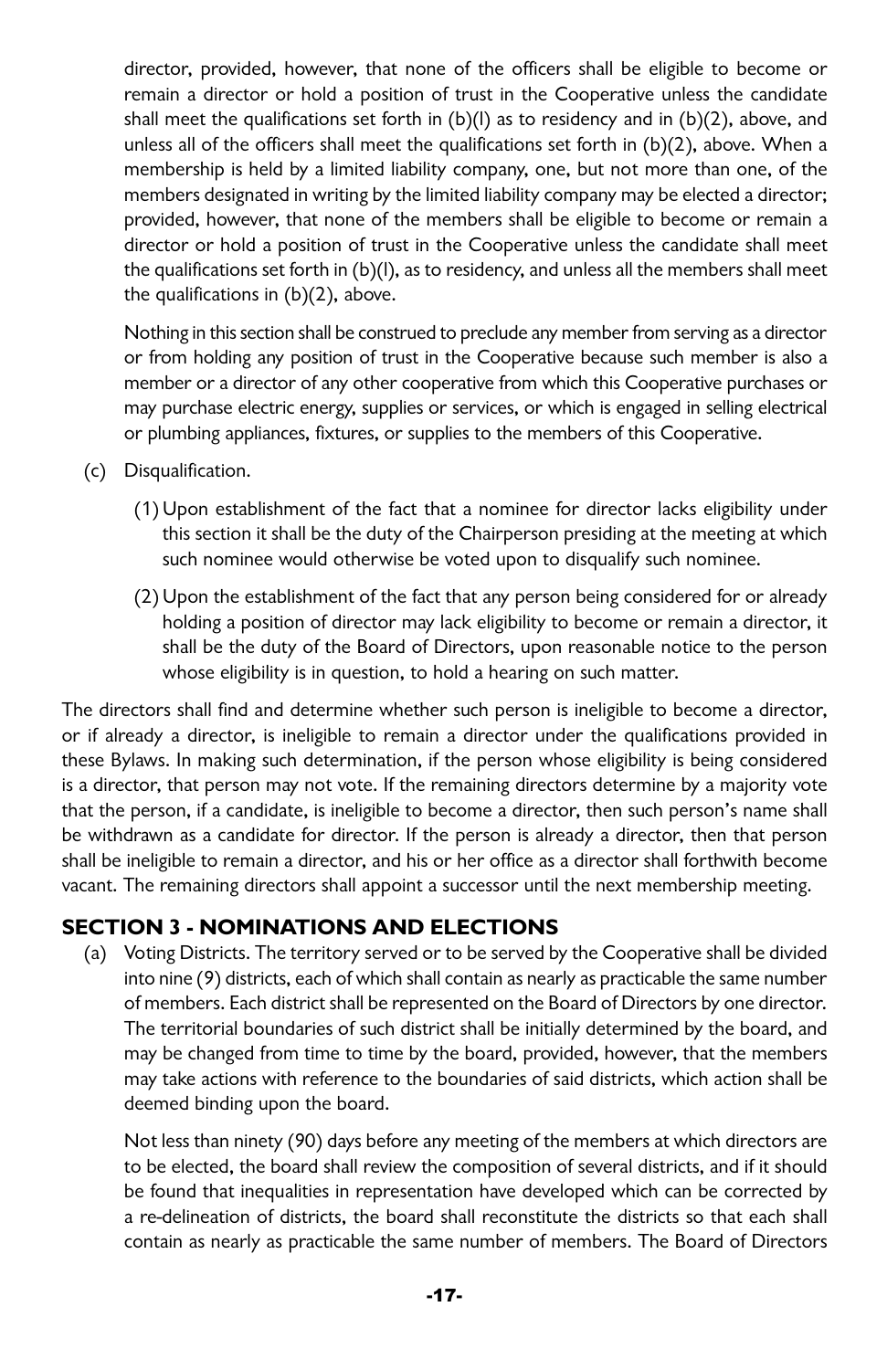director, provided, however, that none of the officers shall be eligible to become or remain a director or hold a position of trust in the Cooperative unless the candidate shall meet the qualifications set forth in (b)(l) as to residency and in (b)(2), above, and unless all of the officers shall meet the qualifications set forth in (b)(2), above. When a membership is held by a limited liability company, one, but not more than one, of the members designated in writing by the limited liability company may be elected a director; provided, however, that none of the members shall be eligible to become or remain a director or hold a position of trust in the Cooperative unless the candidate shall meet the qualifications set forth in (b)(l), as to residency, and unless all the members shall meet the qualifications in (b)(2), above.

Nothing in this section shall be construed to preclude any member from serving as a director or from holding any position of trust in the Cooperative because such member is also a member or a director of any other cooperative from which this Cooperative purchases or may purchase electric energy, supplies or services, or which is engaged in selling electrical or plumbing appliances, fixtures, or supplies to the members of this Cooperative.

(c) Disqualification.

(1) Upon establishment of the fact that a nominee for director lacks eligibility under this section it shall be the duty of the Chairperson presiding at the meeting at which such nominee would otherwise be voted upon to disqualify such nominee.

(2) Upon the establishment of the fact that any person being considered for or already holding a position of director may lack eligibility to become or remain a director, it shall be the duty of the Board of Directors, upon reasonable notice to the person whose eligibility is in question, to hold a hearing on such matter.

The directors shall find and determine whether such person is ineligible to become a director, or if already a director, is ineligible to remain a director under the qualifications provided in these Bylaws. In making such determination, if the person whose eligibility is being considered is a director, that person may not vote. If the remaining directors determine by a majority vote that the person, if a candidate, is ineligible to become a director, then such person's name shall be withdrawn as a candidate for director. If the person is already a director, then that person shall be ineligible to remain a director, and his or her office as a director shall forthwith become vacant. The remaining directors shall appoint a successor until the next membership meeting.

## SECTION 3 - NOMINATIONS AND ELECTIONS

(a) Voting Districts. The territory served or to be served by the Cooperative shall be divided into nine (9) districts, each of which shall contain as nearly as practicable the same number of members. Each district shall be represented on the Board of Directors by one director. The territorial boundaries of such district shall be initially determined by the board, and may be changed from time to time by the board, provided, however, that the members may take actions with reference to the boundaries of said districts, which action shall be deemed binding upon the board.

Not less than ninety (90) days before any meeting of the members at which directors are to be elected, the board shall review the composition of several districts, and if it should be found that inequalities in representation have developed which can be corrected by a re-delineation of districts, the board shall reconstitute the districts so that each shall contain as nearly as practicable the same number of members. The Board of Directors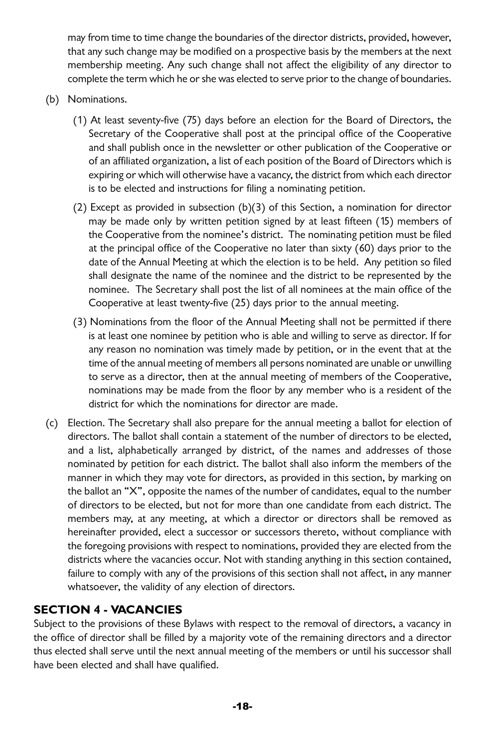may from time to time change the boundaries of the director districts, provided, however, that any such change may be modified on a prospective basis by the members at the next membership meeting. Any such change shall not affect the eligibility of any director to complete the term which he or she was elected to serve prior to the change of boundaries.

(b) Nominations.

(1) At least seventy-five (75) days before an election for the Board of Directors, the Secretary of the Cooperative shall post at the principal office of the Cooperative and shall publish once in the newsletter or other publication of the Cooperative or of an affiliated organization, a list of each position of the Board of Directors which is expiring or which will otherwise have a vacancy, the district from which each director is to be elected and instructions for filing a nominating petition.

(2) Except as provided in subsection (b)(3) of this Section, a nomination for director may be made only by written petition signed by at least fifteen (15) members of the Cooperative from the nominee's district. The nominating petition must be filed at the principal office of the Cooperative no later than sixty (60) days prior to the date of the Annual Meeting at which the election is to be held. Any petition so filed shall designate the name of the nominee and the district to be represented by the nominee. The Secretary shall post the list of all nominees at the main office of the Cooperative at least twenty-five (25) days prior to the annual meeting.

(3) Nominations from the floor of the Annual Meeting shall not be permitted if there is at least one nominee by petition who is able and willing to serve as director. If for any reason no nomination was timely made by petition, or in the event that at the time of the annual meeting of members all persons nominated are unable or unwilling to serve as a director, then at the annual meeting of members of the Cooperative, nominations may be made from the floor by any member who is a resident of the district for which the nominations for director are made.

(c) Election. The Secretary shall also prepare for the annual meeting a ballot for election of directors. The ballot shall contain a statement of the number of directors to be elected, and a list, alphabetically arranged by district, of the names and addresses of those nominated by petition for each district. The ballot shall also inform the members of the manner in which they may vote for directors, as provided in this section, by marking on the ballot an "X", opposite the names of the number of candidates, equal to the number of directors to be elected, but not for more than one candidate from each district. The members may, at any meeting, at which a director or directors shall be removed as hereinafter provided, elect a successor or successors thereto, without compliance with the foregoing provisions with respect to nominations, provided they are elected from the districts where the vacancies occur. Not with standing anything in this section contained, failure to comply with any of the provisions of this section shall not affect, in any manner whatsoever, the validity of any election of directors.

## SECTION 4 - VACANCIES

Subject to the provisions of these Bylaws with respect to the removal of directors, a vacancy in the office of director shall be filled by a majority vote of the remaining directors and a director thus elected shall serve until the next annual meeting of the members or until his successor shall have been elected and shall have qualified.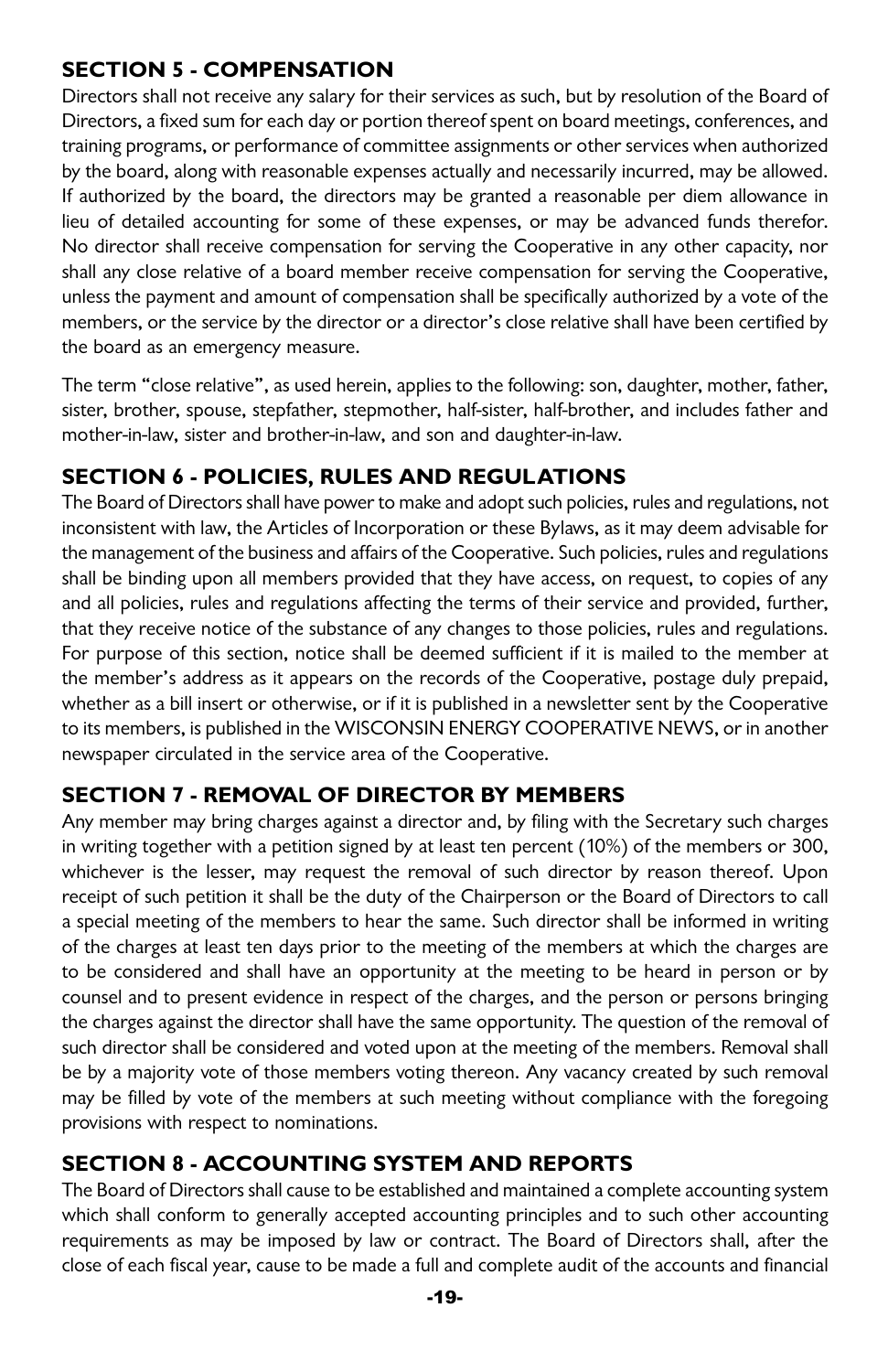## SECTION 5 - COMPENSATION

Directors shall not receive any salary for their services as such, but by resolution of the Board of Directors, a fixed sum for each day or portion thereof spent on board meetings, conferences, and training programs, or performance of committee assignments or other services when authorized by the board, along with reasonable expenses actually and necessarily incurred, may be allowed. If authorized by the board, the directors may be granted a reasonable per diem allowance in lieu of detailed accounting for some of these expenses, or may be advanced funds therefor. No director shall receive compensation for serving the Cooperative in any other capacity, nor shall any close relative of a board member receive compensation for serving the Cooperative, unless the payment and amount of compensation shall be specifically authorized by a vote of the members, or the service by the director or a director's close relative shall have been certified by the board as an emergency measure.

The term "close relative", as used herein, applies to the following: son, daughter, mother, father, sister, brother, spouse, stepfather, stepmother, half-sister, half-brother, and includes father and mother-in-law, sister and brother-in-law, and son and daughter-in-law.

## SECTION 6 - POLICIES, RULES AND REGULATIONS

The Board of Directors shall have power to make and adopt such policies, rules and regulations, not inconsistent with law, the Articles of Incorporation or these Bylaws, as it may deem advisable for the management of the business and affairs of the Cooperative. Such policies, rules and regulations shall be binding upon all members provided that they have access, on request, to copies of any and all policies, rules and regulations affecting the terms of their service and provided, further, that they receive notice of the substance of any changes to those policies, rules and regulations. For purpose of this section, notice shall be deemed sufficient if it is mailed to the member at the member's address as it appears on the records of the Cooperative, postage duly prepaid, whether as a bill insert or otherwise, or if it is published in a newsletter sent by the Cooperative to its members, is published in the WISCONSIN ENERGY COOPERATIVE NEWS, or in another newspaper circulated in the service area of the Cooperative.

## SECTION 7 - REMOVAL OF DIRECTOR BY MEMBERS

Any member may bring charges against a director and, by filing with the Secretary such charges in writing together with a petition signed by at least ten percent (10%) of the members or 300, whichever is the lesser, may request the removal of such director by reason thereof. Upon receipt of such petition it shall be the duty of the Chairperson or the Board of Directors to call a special meeting of the members to hear the same. Such director shall be informed in writing of the charges at least ten days prior to the meeting of the members at which the charges are to be considered and shall have an opportunity at the meeting to be heard in person or by counsel and to present evidence in respect of the charges, and the person or persons bringing the charges against the director shall have the same opportunity. The question of the removal of such director shall be considered and voted upon at the meeting of the members. Removal shall be by a majority vote of those members voting thereon. Any vacancy created by such removal may be filled by vote of the members at such meeting without compliance with the foregoing provisions with respect to nominations.

## SECTION 8 - ACCOUNTING SYSTEM AND REPORTS

The Board of Directors shall cause to be established and maintained a complete accounting system which shall conform to generally accepted accounting principles and to such other accounting requirements as may be imposed by law or contract. The Board of Directors shall, after the close of each fiscal year, cause to be made a full and complete audit of the accounts and financial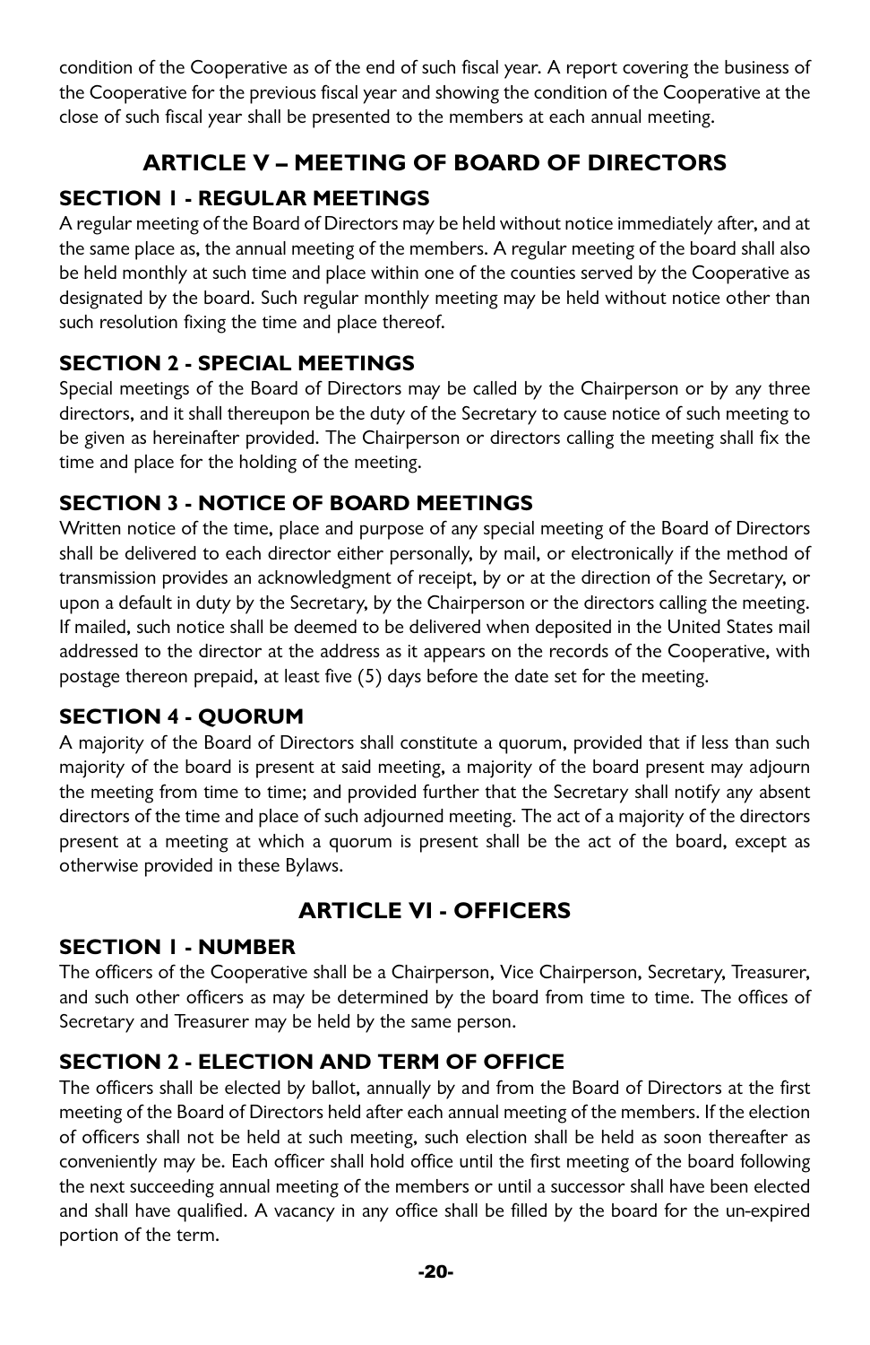condition of the Cooperative as of the end of such fiscal year. A report covering the business of the Cooperative for the previous fiscal year and showing the condition of the Cooperative at the close of such fiscal year shall be presented to the members at each annual meeting.

## ARTICLE V – MEETING OF BOARD OF DIRECTORS

### SECTION 1 - REGULAR MEETINGS

A regular meeting of the Board of Directors may be held without notice immediately after, and at the same place as, the annual meeting of the members. A regular meeting of the board shall also be held monthly at such time and place within one of the counties served by the Cooperative as designated by the board. Such regular monthly meeting may be held without notice other than such resolution fixing the time and place thereof.

### SECTION 2 - SPECIAL MEETINGS

Special meetings of the Board of Directors may be called by the Chairperson or by any three directors, and it shall thereupon be the duty of the Secretary to cause notice of such meeting to be given as hereinafter provided. The Chairperson or directors calling the meeting shall fix the time and place for the holding of the meeting.

### SECTION 3 - NOTICE OF BOARD MEETINGS

Written notice of the time, place and purpose of any special meeting of the Board of Directors shall be delivered to each director either personally, by mail, or electronically if the method of transmission provides an acknowledgment of receipt, by or at the direction of the Secretary, or upon a default in duty by the Secretary, by the Chairperson or the directors calling the meeting. If mailed, such notice shall be deemed to be delivered when deposited in the United States mail addressed to the director at the address as it appears on the records of the Cooperative, with postage thereon prepaid, at least five (5) days before the date set for the meeting.

### SECTION 4 - QUORUM

A majority of the Board of Directors shall constitute a quorum, provided that if less than such majority of the board is present at said meeting, a majority of the board present may adjourn the meeting from time to time; and provided further that the Secretary shall notify any absent directors of the time and place of such adjourned meeting. The act of a majority of the directors present at a meeting at which a quorum is present shall be the act of the board, except as otherwise provided in these Bylaws.

## ARTICLE VI - OFFICERS

### SECTION 1 - NUMBER

The officers of the Cooperative shall be a Chairperson, Vice Chairperson, Secretary, Treasurer, and such other officers as may be determined by the board from time to time. The offices of Secretary and Treasurer may be held by the same person.

### SECTION 2 - ELECTION AND TERM OF OFFICE

The officers shall be elected by ballot, annually by and from the Board of Directors at the first meeting of the Board of Directors held after each annual meeting of the members. If the election of officers shall not be held at such meeting, such election shall be held as soon thereafter as conveniently may be. Each officer shall hold office until the first meeting of the board following the next succeeding annual meeting of the members or until a successor shall have been elected and shall have qualified. A vacancy in any office shall be filled by the board for the un-expired portion of the term.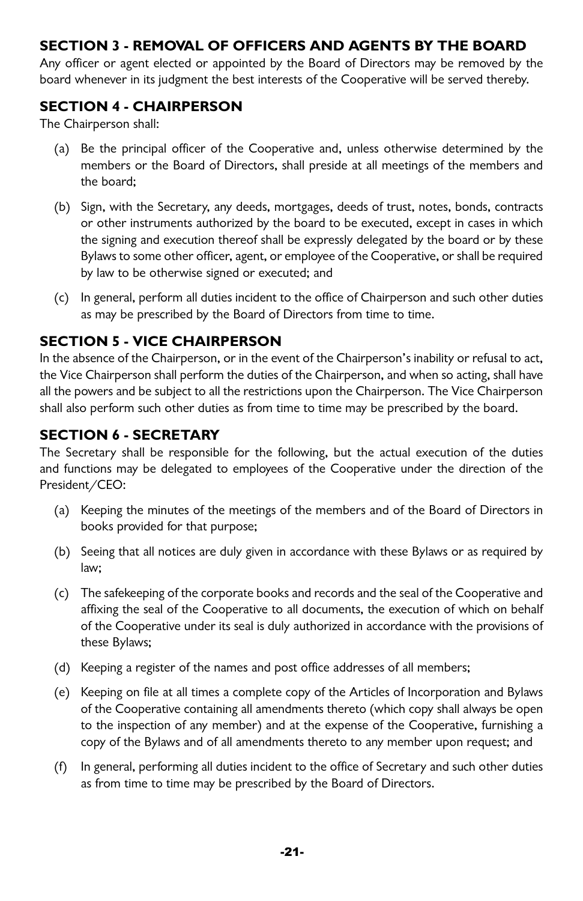## SECTION 3 - REMOVAL OF OFFICERS AND AGENTS BY THE BOARD

Any officer or agent elected or appointed by the Board of Directors may be removed by the board whenever in its judgment the best interests of the Cooperative will be served thereby.

## SECTION 4 - CHAIRPERSON

The Chairperson shall:

(a) Be the principal officer of the Cooperative and, unless otherwise determined by the members or the Board of Directors, shall preside at all meetings of the members and the board;

(b) Sign, with the Secretary, any deeds, mortgages, deeds of trust, notes, bonds, contracts or other instruments authorized by the board to be executed, except in cases in which the signing and execution thereof shall be expressly delegated by the board or by these Bylaws to some other officer, agent, or employee of the Cooperative, or shall be required by law to be otherwise signed or executed; and

(c) In general, perform all duties incident to the office of Chairperson and such other duties as may be prescribed by the Board of Directors from time to time.

## SECTION 5 - VICE CHAIRPERSON

In the absence of the Chairperson, or in the event of the Chairperson's inability or refusal to act, the Vice Chairperson shall perform the duties of the Chairperson, and when so acting, shall have all the powers and be subject to all the restrictions upon the Chairperson. The Vice Chairperson shall also perform such other duties as from time to time may be prescribed by the board.

## SECTION 6 - SECRETARY

The Secretary shall be responsible for the following, but the actual execution of the duties and functions may be delegated to employees of the Cooperative under the direction of the President/CEO:

(a) Keeping the minutes of the meetings of the members and of the Board of Directors in books provided for that purpose;

(b) Seeing that all notices are duly given in accordance with these Bylaws or as required by law;

(c) The safekeeping of the corporate books and records and the seal of the Cooperative and affixing the seal of the Cooperative to all documents, the execution of which on behalf of the Cooperative under its seal is duly authorized in accordance with the provisions of these Bylaws;

(d) Keeping a register of the names and post office addresses of all members;

(e) Keeping on file at all times a complete copy of the Articles of Incorporation and Bylaws of the Cooperative containing all amendments thereto (which copy shall always be open to the inspection of any member) and at the expense of the Cooperative, furnishing a copy of the Bylaws and of all amendments thereto to any member upon request; and

(f) In general, performing all duties incident to the office of Secretary and such other duties as from time to time may be prescribed by the Board of Directors.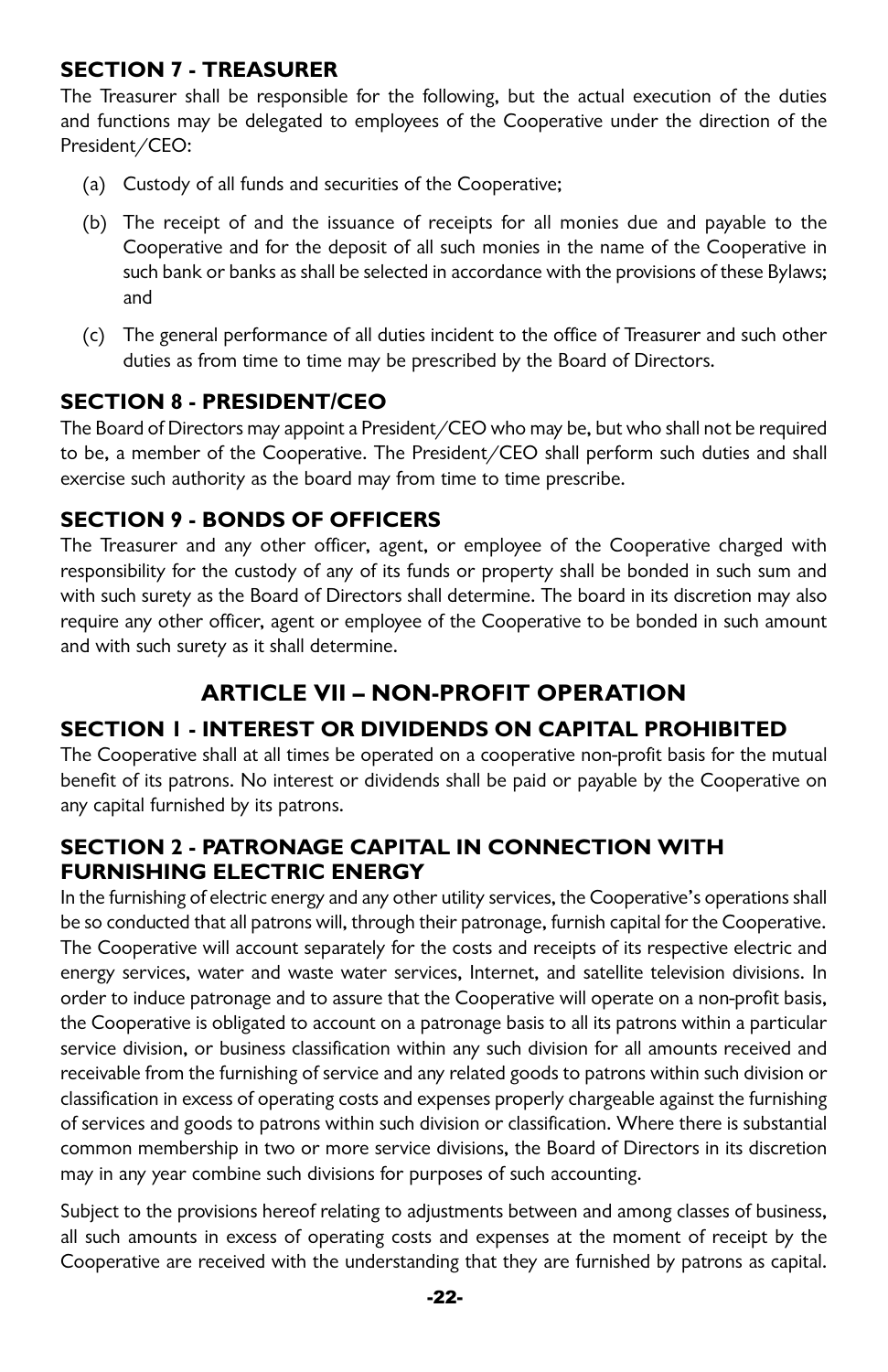### SECTION 7 - TREASURER

The Treasurer shall be responsible for the following, but the actual execution of the duties and functions may be delegated to employees of the Cooperative under the direction of the President/CEO:

(a) Custody of all funds and securities of the Cooperative;

(b) The receipt of and the issuance of receipts for all monies due and payable to the Cooperative and for the deposit of all such monies in the name of the Cooperative in such bank or banks as shall be selected in accordance with the provisions of these Bylaws; and

(c) The general performance of all duties incident to the office of Treasurer and such other duties as from time to time may be prescribed by the Board of Directors.

### SECTION 8 - PRESIDENT/CEO

The Board of Directors may appoint a President/CEO who may be, but who shall not be required to be, a member of the Cooperative. The President/CEO shall perform such duties and shall exercise such authority as the board may from time to time prescribe.

### SECTION 9 - BONDS OF OFFICERS

The Treasurer and any other officer, agent, or employee of the Cooperative charged with responsibility for the custody of any of its funds or property shall be bonded in such sum and with such surety as the Board of Directors shall determine. The board in its discretion may also require any other officer, agent or employee of the Cooperative to be bonded in such amount and with such surety as it shall determine.

## ARTICLE VII – NON-PROFIT OPERATION

### SECTION 1 - INTEREST OR DIVIDENDS ON CAPITAL PROHIBITED

The Cooperative shall at all times be operated on a cooperative non-profit basis for the mutual benefit of its patrons. No interest or dividends shall be paid or payable by the Cooperative on any capital furnished by its patrons.

### SECTION 2 - PATRONAGE CAPITAL IN CONNECTION WITH FURNISHING ELECTRIC ENERGY

In the furnishing of electric energy and any other utility services, the Cooperative's operations shall be so conducted that all patrons will, through their patronage, furnish capital for the Cooperative. The Cooperative will account separately for the costs and receipts of its respective electric and energy services, water and waste water services, Internet, and satellite television divisions. In order to induce patronage and to assure that the Cooperative will operate on a non-profit basis, the Cooperative is obligated to account on a patronage basis to all its patrons within a particular service division, or business classification within any such division for all amounts received and receivable from the furnishing of service and any related goods to patrons within such division or classification in excess of operating costs and expenses properly chargeable against the furnishing of services and goods to patrons within such division or classification. Where there is substantial common membership in two or more service divisions, the Board of Directors in its discretion may in any year combine such divisions for purposes of such accounting.

Subject to the provisions hereof relating to adjustments between and among classes of business, all such amounts in excess of operating costs and expenses at the moment of receipt by the Cooperative are received with the understanding that they are furnished by patrons as capital.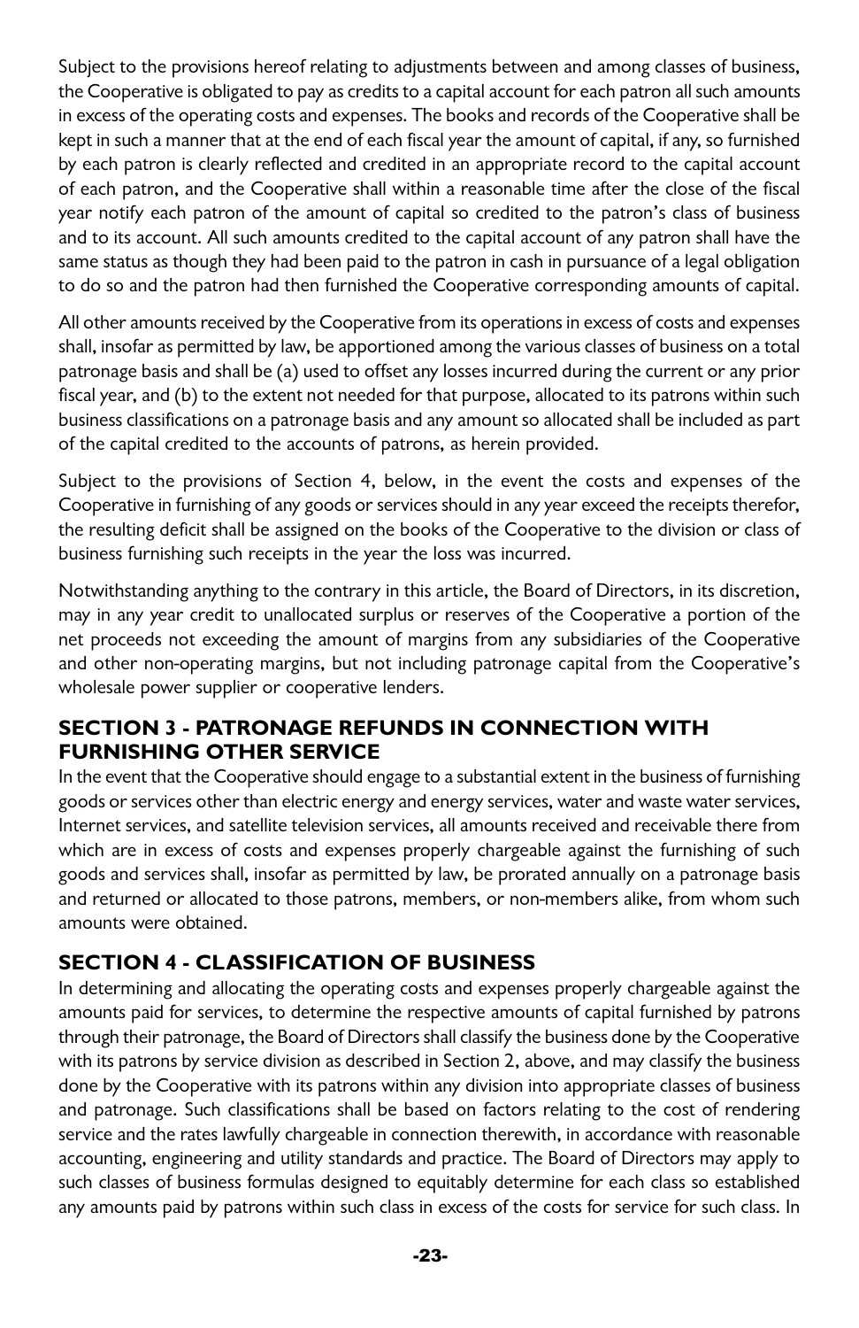Subject to the provisions hereof relating to adjustments between and among classes of business, the Cooperative is obligated to pay as credits to a capital account for each patron all such amounts in excess of the operating costs and expenses. The books and records of the Cooperative shall be kept in such a manner that at the end of each fiscal year the amount of capital, if any, so furnished by each patron is clearly reflected and credited in an appropriate record to the capital account of each patron, and the Cooperative shall within a reasonable time after the close of the fiscal year notify each patron of the amount of capital so credited to the patron's class of business and to its account. All such amounts credited to the capital account of any patron shall have the same status as though they had been paid to the patron in cash in pursuance of a legal obligation to do so and the patron had then furnished the Cooperative corresponding amounts of capital.

All other amounts received by the Cooperative from its operations in excess of costs and expenses shall, insofar as permitted by law, be apportioned among the various classes of business on a total patronage basis and shall be (a) used to offset any losses incurred during the current or any prior fiscal year, and (b) to the extent not needed for that purpose, allocated to its patrons within such business classifications on a patronage basis and any amount so allocated shall be included as part of the capital credited to the accounts of patrons, as herein provided.

Subject to the provisions of Section 4, below, in the event the costs and expenses of the Cooperative in furnishing of any goods or services should in any year exceed the receipts therefor, the resulting deficit shall be assigned on the books of the Cooperative to the division or class of business furnishing such receipts in the year the loss was incurred.

Notwithstanding anything to the contrary in this article, the Board of Directors, in its discretion, may in any year credit to unallocated surplus or reserves of the Cooperative a portion of the net proceeds not exceeding the amount of margins from any subsidiaries of the Cooperative and other non-operating margins, but not including patronage capital from the Cooperative's wholesale power supplier or cooperative lenders.

## SECTION 3 - PATRONAGE REFUNDS IN CONNECTION WITH FURNISHING OTHER SERVICE

In the event that the Cooperative should engage to a substantial extent in the business of furnishing goods or services other than electric energy and energy services, water and waste water services, Internet services, and satellite television services, all amounts received and receivable there from which are in excess of costs and expenses properly chargeable against the furnishing of such goods and services shall, insofar as permitted by law, be prorated annually on a patronage basis and returned or allocated to those patrons, members, or non-members alike, from whom such amounts were obtained.

## SECTION 4 - CLASSIFICATION OF BUSINESS

In determining and allocating the operating costs and expenses properly chargeable against the amounts paid for services, to determine the respective amounts of capital furnished by patrons through their patronage, the Board of Directors shall classify the business done by the Cooperative with its patrons by service division as described in Section 2, above, and may classify the business done by the Cooperative with its patrons within any division into appropriate classes of business and patronage. Such classifications shall be based on factors relating to the cost of rendering service and the rates lawfully chargeable in connection therewith, in accordance with reasonable accounting, engineering and utility standards and practice. The Board of Directors may apply to such classes of business formulas designed to equitably determine for each class so established any amounts paid by patrons within such class in excess of the costs for service for such class. In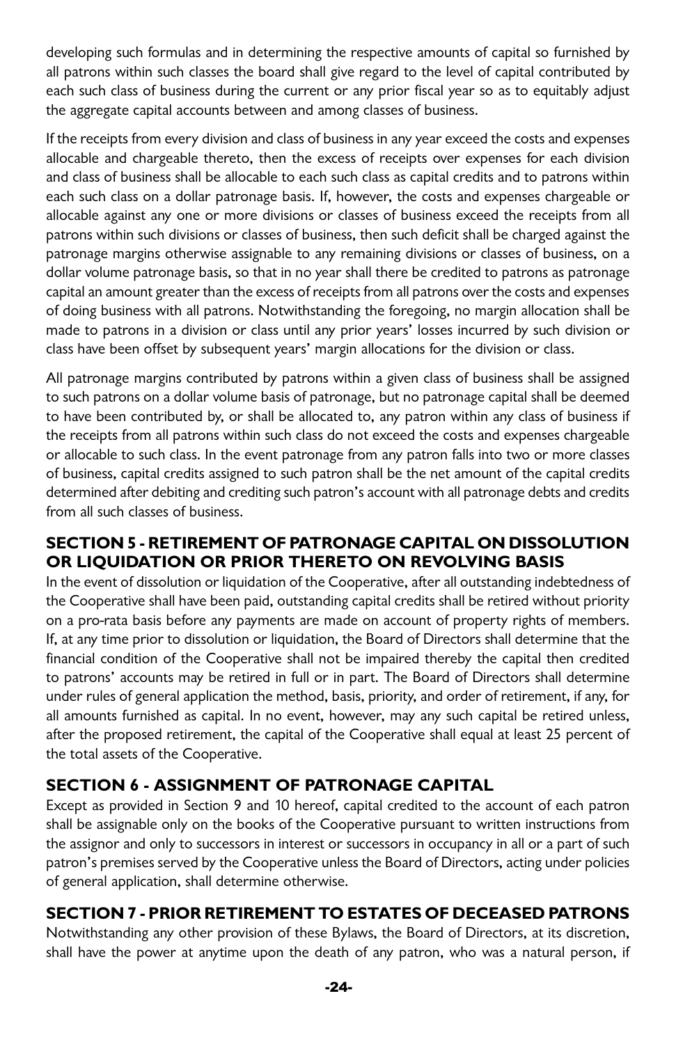developing such formulas and in determining the respective amounts of capital so furnished by all patrons within such classes the board shall give regard to the level of capital contributed by each such class of business during the current or any prior fiscal year so as to equitably adjust the aggregate capital accounts between and among classes of business.

If the receipts from every division and class of business in any year exceed the costs and expenses allocable and chargeable thereto, then the excess of receipts over expenses for each division and class of business shall be allocable to each such class as capital credits and to patrons within each such class on a dollar patronage basis. If, however, the costs and expenses chargeable or allocable against any one or more divisions or classes of business exceed the receipts from all patrons within such divisions or classes of business, then such deficit shall be charged against the patronage margins otherwise assignable to any remaining divisions or classes of business, on a dollar volume patronage basis, so that in no year shall there be credited to patrons as patronage capital an amount greater than the excess of receipts from all patrons over the costs and expenses of doing business with all patrons. Notwithstanding the foregoing, no margin allocation shall be made to patrons in a division or class until any prior years' losses incurred by such division or class have been offset by subsequent years' margin allocations for the division or class.

All patronage margins contributed by patrons within a given class of business shall be assigned to such patrons on a dollar volume basis of patronage, but no patronage capital shall be deemed to have been contributed by, or shall be allocated to, any patron within any class of business if the receipts from all patrons within such class do not exceed the costs and expenses chargeable or allocable to such class. In the event patronage from any patron falls into two or more classes of business, capital credits assigned to such patron shall be the net amount of the capital credits determined after debiting and crediting such patron's account with all patronage debts and credits from all such classes of business.

## SECTION 5 - RETIREMENT OF PATRONAGE CAPITAL ON DISSOLUTION OR LIQUIDATION OR PRIOR THERETO ON REVOLVING BASIS

In the event of dissolution or liquidation of the Cooperative, after all outstanding indebtedness of the Cooperative shall have been paid, outstanding capital credits shall be retired without priority on a pro-rata basis before any payments are made on account of property rights of members. If, at any time prior to dissolution or liquidation, the Board of Directors shall determine that the financial condition of the Cooperative shall not be impaired thereby the capital then credited to patrons' accounts may be retired in full or in part. The Board of Directors shall determine under rules of general application the method, basis, priority, and order of retirement, if any, for all amounts furnished as capital. In no event, however, may any such capital be retired unless, after the proposed retirement, the capital of the Cooperative shall equal at least 25 percent of the total assets of the Cooperative.

## SECTION 6 - ASSIGNMENT OF PATRONAGE CAPITAL

Except as provided in Section 9 and 10 hereof, capital credited to the account of each patron shall be assignable only on the books of the Cooperative pursuant to written instructions from the assignor and only to successors in interest or successors in occupancy in all or a part of such patron's premises served by the Cooperative unless the Board of Directors, acting under policies of general application, shall determine otherwise.

## SECTION 7 - PRIOR RETIREMENT TO ESTATES OF DECEASED PATRONS

Notwithstanding any other provision of these Bylaws, the Board of Directors, at its discretion, shall have the power at anytime upon the death of any patron, who was a natural person, if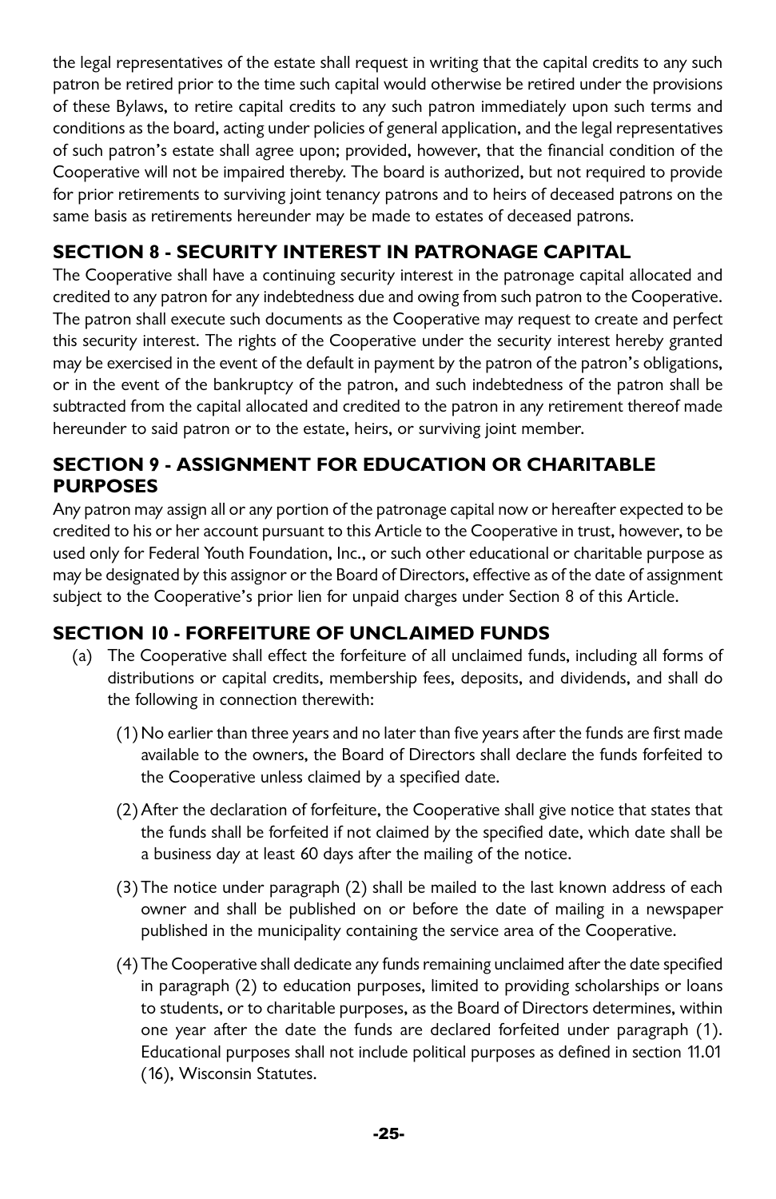the legal representatives of the estate shall request in writing that the capital credits to any such patron be retired prior to the time such capital would otherwise be retired under the provisions of these Bylaws, to retire capital credits to any such patron immediately upon such terms and conditions as the board, acting under policies of general application, and the legal representatives of such patron's estate shall agree upon; provided, however, that the financial condition of the Cooperative will not be impaired thereby. The board is authorized, but not required to provide for prior retirements to surviving joint tenancy patrons and to heirs of deceased patrons on the same basis as retirements hereunder may be made to estates of deceased patrons.

## SECTION 8 - SECURITY INTEREST IN PATRONAGE CAPITAL

The Cooperative shall have a continuing security interest in the patronage capital allocated and credited to any patron for any indebtedness due and owing from such patron to the Cooperative. The patron shall execute such documents as the Cooperative may request to create and perfect this security interest. The rights of the Cooperative under the security interest hereby granted may be exercised in the event of the default in payment by the patron of the patron's obligations, or in the event of the bankruptcy of the patron, and such indebtedness of the patron shall be subtracted from the capital allocated and credited to the patron in any retirement thereof made hereunder to said patron or to the estate, heirs, or surviving joint member.

## SECTION 9 - ASSIGNMENT FOR EDUCATION OR CHARITABLE PURPOSES

Any patron may assign all or any portion of the patronage capital now or hereafter expected to be credited to his or her account pursuant to this Article to the Cooperative in trust, however, to be used only for Federal Youth Foundation, Inc., or such other educational or charitable purpose as may be designated by this assignor or the Board of Directors, effective as of the date of assignment subject to the Cooperative's prior lien for unpaid charges under Section 8 of this Article.

## SECTION 10 - FORFEITURE OF UNCLAIMED FUNDS

(a) The Cooperative shall effect the forfeiture of all unclaimed funds, including all forms of distributions or capital credits, membership fees, deposits, and dividends, and shall do the following in connection therewith:

(1) No earlier than three years and no later than five years after the funds are first made available to the owners, the Board of Directors shall declare the funds forfeited to the Cooperative unless claimed by a specified date.

(2) After the declaration of forfeiture, the Cooperative shall give notice that states that the funds shall be forfeited if not claimed by the specified date, which date shall be a business day at least 60 days after the mailing of the notice.

(3) The notice under paragraph (2) shall be mailed to the last known address of each owner and shall be published on or before the date of mailing in a newspaper published in the municipality containing the service area of the Cooperative.

(4) The Cooperative shall dedicate any funds remaining unclaimed after the date specified in paragraph (2) to education purposes, limited to providing scholarships or loans to students, or to charitable purposes, as the Board of Directors determines, within one year after the date the funds are declared forfeited under paragraph (1). Educational purposes shall not include political purposes as defined in section 11.01 (16), Wisconsin Statutes.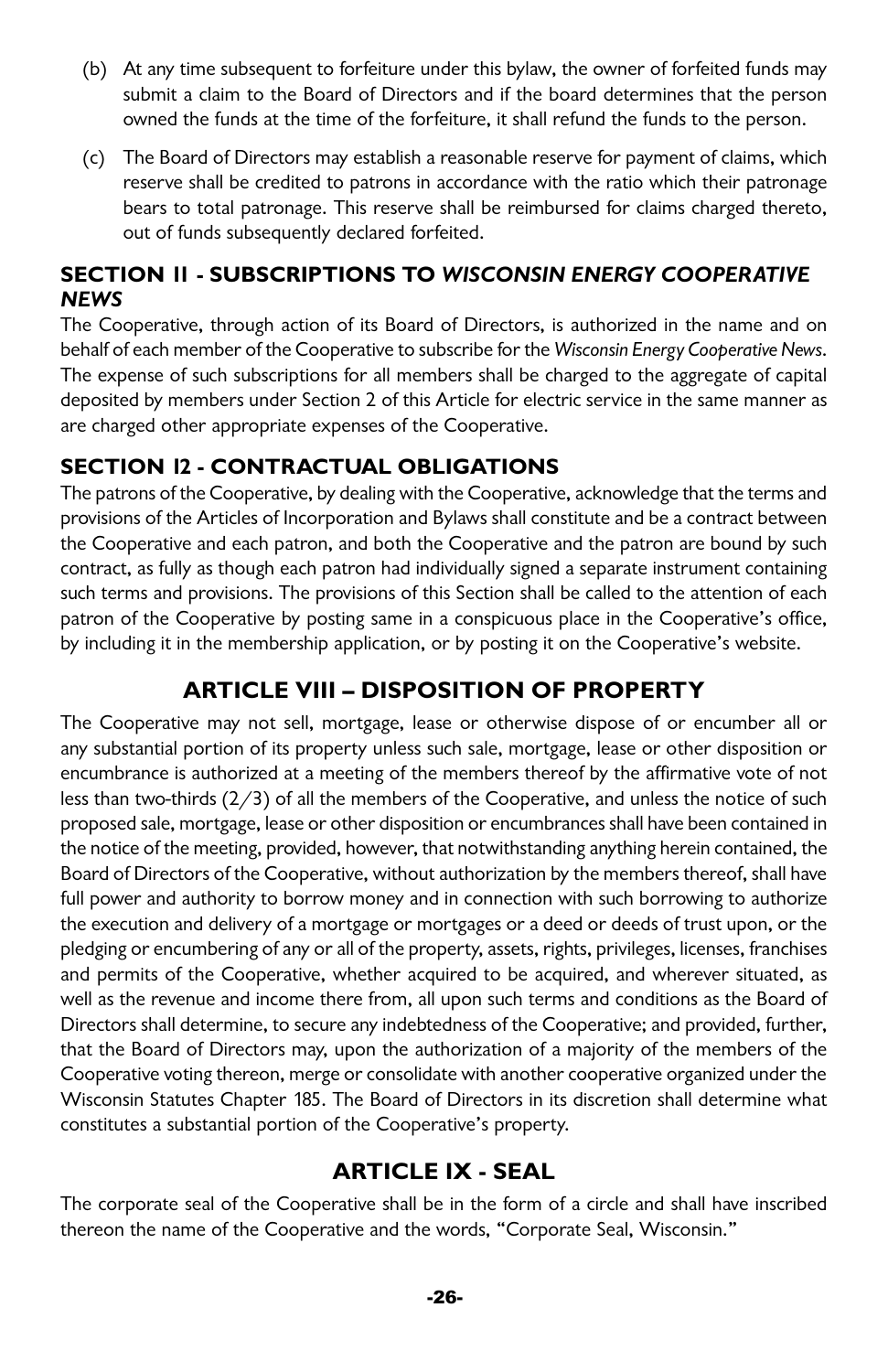(b) At any time subsequent to forfeiture under this bylaw, the owner of forfeited funds may submit a claim to the Board of Directors and if the board determines that the person owned the funds at the time of the forfeiture, it shall refund the funds to the person.

(c) The Board of Directors may establish a reasonable reserve for payment of claims, which reserve shall be credited to patrons in accordance with the ratio which their patronage bears to total patronage. This reserve shall be reimbursed for claims charged thereto, out of funds subsequently declared forfeited.

### SECTION 11 - SUBSCRIPTIONS TO *WISCONSIN ENERGY COOPERATIVE NEWS*

The Cooperative, through action of its Board of Directors, is authorized in the name and on behalf of each member of the Cooperative to subscribe for the *Wisconsin Energy Cooperative News*. The expense of such subscriptions for all members shall be charged to the aggregate of capital deposited by members under Section 2 of this Article for electric service in the same manner as are charged other appropriate expenses of the Cooperative.

### SECTION 12 - CONTRACTUAL OBLIGATIONS

The patrons of the Cooperative, by dealing with the Cooperative, acknowledge that the terms and provisions of the Articles of Incorporation and Bylaws shall constitute and be a contract between the Cooperative and each patron, and both the Cooperative and the patron are bound by such contract, as fully as though each patron had individually signed a separate instrument containing such terms and provisions. The provisions of this Section shall be called to the attention of each patron of the Cooperative by posting same in a conspicuous place in the Cooperative's office, by including it in the membership application, or by posting it on the Cooperative's website.

## ARTICLE VIII – DISPOSITION OF PROPERTY

The Cooperative may not sell, mortgage, lease or otherwise dispose of or encumber all or any substantial portion of its property unless such sale, mortgage, lease or other disposition or encumbrance is authorized at a meeting of the members thereof by the affirmative vote of not less than two-thirds (2/3) of all the members of the Cooperative, and unless the notice of such proposed sale, mortgage, lease or other disposition or encumbrances shall have been contained in the notice of the meeting, provided, however, that notwithstanding anything herein contained, the Board of Directors of the Cooperative, without authorization by the members thereof, shall have full power and authority to borrow money and in connection with such borrowing to authorize the execution and delivery of a mortgage or mortgages or a deed or deeds of trust upon, or the pledging or encumbering of any or all of the property, assets, rights, privileges, licenses, franchises and permits of the Cooperative, whether acquired to be acquired, and wherever situated, as well as the revenue and income there from, all upon such terms and conditions as the Board of Directors shall determine, to secure any indebtedness of the Cooperative; and provided, further, that the Board of Directors may, upon the authorization of a majority of the members of the Cooperative voting thereon, merge or consolidate with another cooperative organized under the Wisconsin Statutes Chapter 185. The Board of Directors in its discretion shall determine what constitutes a substantial portion of the Cooperative's property.

## ARTICLE IX - SEAL

The corporate seal of the Cooperative shall be in the form of a circle and shall have inscribed thereon the name of the Cooperative and the words, "Corporate Seal, Wisconsin."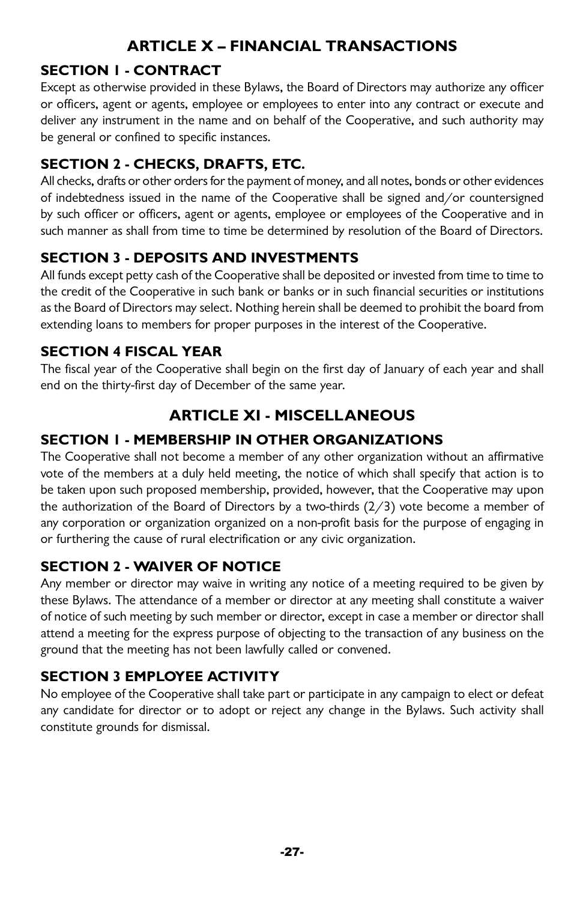## ARTICLE X – FINANCIAL TRANSACTIONS

### SECTION 1 - CONTRACT

Except as otherwise provided in these Bylaws, the Board of Directors may authorize any officer or officers, agent or agents, employee or employees to enter into any contract or execute and deliver any instrument in the name and on behalf of the Cooperative, and such authority may be general or confined to specific instances.

### SECTION 2 - CHECKS, DRAFTS, ETC.

All checks, drafts or other orders for the payment of money, and all notes, bonds or other evidences of indebtedness issued in the name of the Cooperative shall be signed and/or countersigned by such officer or officers, agent or agents, employee or employees of the Cooperative and in such manner as shall from time to time be determined by resolution of the Board of Directors.

### SECTION 3 - DEPOSITS AND INVESTMENTS

All funds except petty cash of the Cooperative shall be deposited or invested from time to time to the credit of the Cooperative in such bank or banks or in such financial securities or institutions as the Board of Directors may select. Nothing herein shall be deemed to prohibit the board from extending loans to members for proper purposes in the interest of the Cooperative.

### SECTION 4 FISCAL YEAR

The fiscal year of the Cooperative shall begin on the first day of January of each year and shall end on the thirty-first day of December of the same year.

## ARTICLE XI - MISCELLANEOUS

### SECTION 1 - MEMBERSHIP IN OTHER ORGANIZATIONS

The Cooperative shall not become a member of any other organization without an affirmative vote of the members at a duly held meeting, the notice of which shall specify that action is to be taken upon such proposed membership, provided, however, that the Cooperative may upon the authorization of the Board of Directors by a two-thirds (2/3) vote become a member of any corporation or organization organized on a non-profit basis for the purpose of engaging in or furthering the cause of rural electrification or any civic organization.

### SECTION 2 - WAIVER OF NOTICE

Any member or director may waive in writing any notice of a meeting required to be given by these Bylaws. The attendance of a member or director at any meeting shall constitute a waiver of notice of such meeting by such member or director, except in case a member or director shall attend a meeting for the express purpose of objecting to the transaction of any business on the ground that the meeting has not been lawfully called or convened.

### SECTION 3 EMPLOYEE ACTIVITY

No employee of the Cooperative shall take part or participate in any campaign to elect or defeat any candidate for director or to adopt or reject any change in the Bylaws. Such activity shall constitute grounds for dismissal.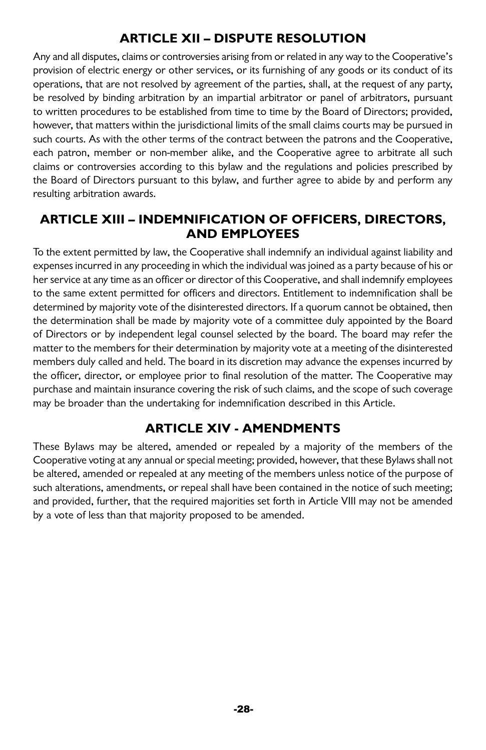## ARTICLE XII – DISPUTE RESOLUTION

Any and all disputes, claims or controversies arising from or related in any way to the Cooperative's provision of electric energy or other services, or its furnishing of any goods or its conduct of its operations, that are not resolved by agreement of the parties, shall, at the request of any party, be resolved by binding arbitration by an impartial arbitrator or panel of arbitrators, pursuant to written procedures to be established from time to time by the Board of Directors; provided, however, that matters within the jurisdictional limits of the small claims courts may be pursued in such courts. As with the other terms of the contract between the patrons and the Cooperative, each patron, member or non-member alike, and the Cooperative agree to arbitrate all such claims or controversies according to this bylaw and the regulations and policies prescribed by the Board of Directors pursuant to this bylaw, and further agree to abide by and perform any resulting arbitration awards.

## ARTICLE XIII – INDEMNIFICATION OF OFFICERS, DIRECTORS, AND EMPLOYEES

To the extent permitted by law, the Cooperative shall indemnify an individual against liability and expenses incurred in any proceeding in which the individual was joined as a party because of his or her service at any time as an officer or director of this Cooperative, and shall indemnify employees to the same extent permitted for officers and directors. Entitlement to indemnification shall be determined by majority vote of the disinterested directors. If a quorum cannot be obtained, then the determination shall be made by majority vote of a committee duly appointed by the Board of Directors or by independent legal counsel selected by the board. The board may refer the matter to the members for their determination by majority vote at a meeting of the disinterested members duly called and held. The board in its discretion may advance the expenses incurred by the officer, director, or employee prior to final resolution of the matter. The Cooperative may purchase and maintain insurance covering the risk of such claims, and the scope of such coverage may be broader than the undertaking for indemnification described in this Article.

## ARTICLE XIV - AMENDMENTS

These Bylaws may be altered, amended or repealed by a majority of the members of the Cooperative voting at any annual or special meeting; provided, however, that these Bylaws shall not be altered, amended or repealed at any meeting of the members unless notice of the purpose of such alterations, amendments, or repeal shall have been contained in the notice of such meeting; and provided, further, that the required majorities set forth in Article VIII may not be amended by a vote of less than that majority proposed to be amended.